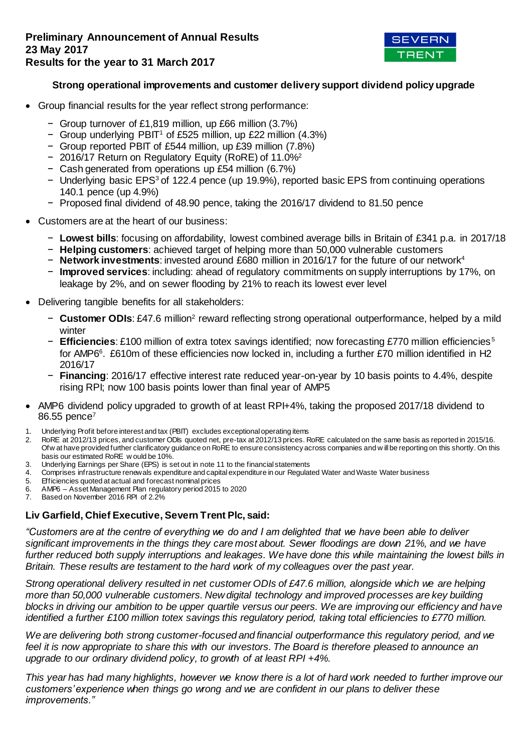**Preliminary Announcement of Annual Results**
**23 May 2017**
**Results for the year to 31 March 2017**

SEVERN TRENT

### Strong operational improvements and customer delivery support dividend policy upgrade

- Group financial results for the year reflect strong performance:
  - Group turnover of £1,819 million, up £66 million (3.7%)
  - Group underlying PBIT[1] of £525 million, up £22 million (4.3%)
  - Group reported PBIT of £544 million, up £39 million (7.8%)
  - 2016/17 Return on Regulatory Equity (RoRE) of 11.0%[2]
  - Cash generated from operations up £54 million (6.7%)
  - Underlying basic EPS[3] of 122.4 pence (up 19.9%), reported basic EPS from continuing operations 140.1 pence (up 4.9%)
  - Proposed final dividend of 48.90 pence, taking the 2016/17 dividend to 81.50 pence
- Customers are at the heart of our business:
  - **Lowest bills**: focusing on affordability, lowest combined average bills in Britain of £341 p.a. in 2017/18
  - **Helping customers**: achieved target of helping more than 50,000 vulnerable customers
  - **Network investments**: invested around £680 million in 2016/17 for the future of our network[4]
  - **Improved services**: including: ahead of regulatory commitments on supply interruptions by 17%, on leakage by 2%, and on sewer flooding by 21% to reach its lowest ever level
- Delivering tangible benefits for all stakeholders:
  - **Customer ODIs**: £47.6 million[2] reward reflecting strong operational outperformance, helped by a mild winter
  - **Efficiencies**: £100 million of extra totex savings identified; now forecasting £770 million efficiencies[5] for AMP6[6]. £610m of these efficiencies now locked in, including a further £70 million identified in H2 2016/17
  - **Financing**: 2016/17 effective interest rate reduced year-on-year by 10 basis points to 4.4%, despite rising RPI; now 100 basis points lower than final year of AMP5
- AMP6 dividend policy upgraded to growth of at least RPI+4%, taking the proposed 2017/18 dividend to 86.55 pence[7]

1. Underlying Profit before interest and tax (PBIT) excludes exceptional operating items
2. RoRE at 2012/13 prices, and customer ODIs quoted net, pre-tax at 2012/13 prices. RoRE calculated on the same basis as reported in 2015/16. Ofwat have provided further clarificatory guidance on RoRE to ensure consistency across companies and will be reporting on this shortly. On this basis our estimated RoRE would be 10%.
3. Underlying Earnings per Share (EPS) is set out in note 11 to the financial statements
4. Comprises infrastructure renewals expenditure and capital expenditure in our Regulated Water and Waste Water business
5. Efficiencies quoted at actual and forecast nominal prices
6. AMP6 – Asset Management Plan regulatory period 2015 to 2020
7. Based on November 2016 RPI of 2.2%

### Liv Garfield, Chief Executive, Severn Trent Plc, said:

*"Customers are at the centre of everything we do and I am delighted that we have been able to deliver significant improvements in the things they care most about. Sewer floodings are down 21%, and we have further reduced both supply interruptions and leakages. We have done this while maintaining the lowest bills in Britain. These results are testament to the hard work of my colleagues over the past year.*

*Strong operational delivery resulted in net customer ODIs of £47.6 million, alongside which we are helping more than 50,000 vulnerable customers. New digital technology and improved processes are key building blocks in driving our ambition to be upper quartile versus our peers. We are improving our efficiency and have identified a further £100 million totex savings this regulatory period, taking total efficiencies to £770 million.*

*We are delivering both strong customer-focused and financial outperformance this regulatory period, and we feel it is now appropriate to share this with our investors. The Board is therefore pleased to announce an upgrade to our ordinary dividend policy, to growth of at least RPI +4%.*

*This year has had many highlights, however we know there is a lot of hard work needed to further improve our customers' experience when things go wrong and we are confident in our plans to deliver these improvements."*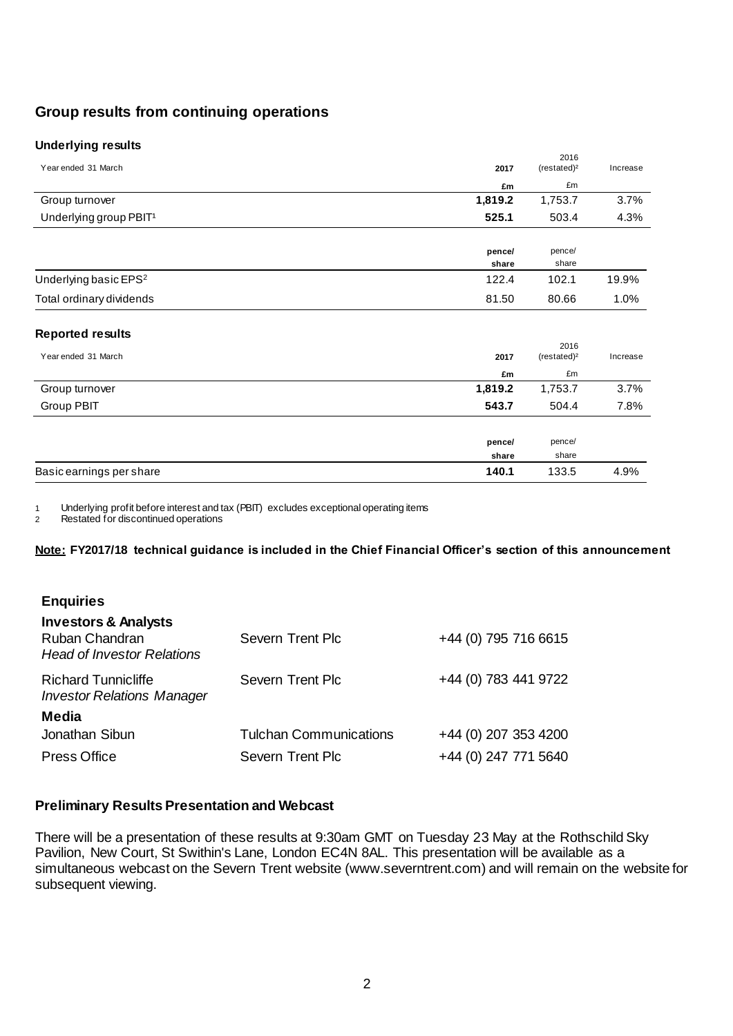## Group results from continuing operations

### Underlying results

| Year ended 31 March | 2017 | 2016 (restated)[2] | Increase |
|---|---|---|---|
| | **£m** | £m | |
| Group turnover | **1,819.2** | 1,753.7 | 3.7% |
| Underlying group PBIT[1] | **525.1** | 503.4 | 4.3% |
| | **pence/ share** | pence/ share | |
| Underlying basic EPS[2] | 122.4 | 102.1 | 19.9% |
| Total ordinary dividends | 81.50 | 80.66 | 1.0% |

### Reported results

| Year ended 31 March | 2017 | 2016 (restated)[2] | Increase |
|---|---|---|---|
| | **£m** | £m | |
| Group turnover | **1,819.2** | 1,753.7 | 3.7% |
| Group PBIT | **543.7** | 504.4 | 7.8% |
| | **pence/ share** | pence/ share | |
| Basic earnings per share | **140.1** | 133.5 | 4.9% |

1 Underlying profit before interest and tax (PBIT) excludes exceptional operating items
2 Restated for discontinued operations

**Note: FY2017/18 technical guidance is included in the Chief Financial Officer's section of this announcement**

### Enquiries

**Investors & Analysts**

| | | |
|---|---|---|
| Ruban Chandran *Head of Investor Relations* | Severn Trent Plc | +44 (0) 795 716 6615 |
| Richard Tunnicliffe *Investor Relations Manager* | Severn Trent Plc | +44 (0) 783 441 9722 |

**Media**

| | | |
|---|---|---|
| Jonathan Sibun | Tulchan Communications | +44 (0) 207 353 4200 |
| Press Office | Severn Trent Plc | +44 (0) 247 771 5640 |

### Preliminary Results Presentation and Webcast

There will be a presentation of these results at 9:30am GMT on Tuesday 23 May at the Rothschild Sky Pavilion, New Court, St Swithin's Lane, London EC4N 8AL. This presentation will be available as a simultaneous webcast on the Severn Trent website (www.severntrent.com) and will remain on the website for subsequent viewing.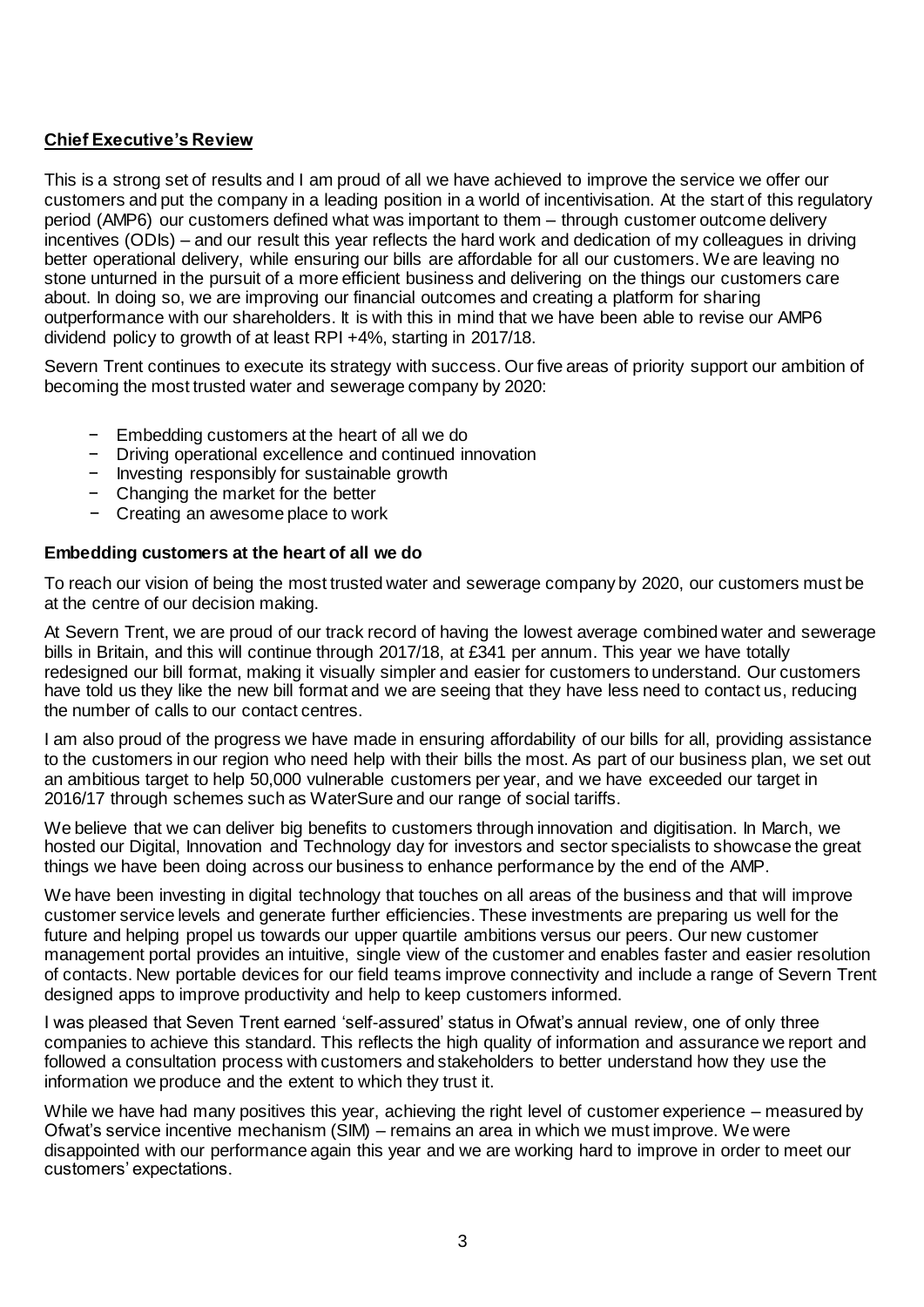## Chief Executive's Review

This is a strong set of results and I am proud of all we have achieved to improve the service we offer our customers and put the company in a leading position in a world of incentivisation. At the start of this regulatory period (AMP6) our customers defined what was important to them – through customer outcome delivery incentives (ODIs) – and our result this year reflects the hard work and dedication of my colleagues in driving better operational delivery, while ensuring our bills are affordable for all our customers. We are leaving no stone unturned in the pursuit of a more efficient business and delivering on the things our customers care about. In doing so, we are improving our financial outcomes and creating a platform for sharing outperformance with our shareholders. It is with this in mind that we have been able to revise our AMP6 dividend policy to growth of at least RPI +4%, starting in 2017/18.

Severn Trent continues to execute its strategy with success. Our five areas of priority support our ambition of becoming the most trusted water and sewerage company by 2020:

- Embedding customers at the heart of all we do
- Driving operational excellence and continued innovation
- Investing responsibly for sustainable growth
- Changing the market for the better
- Creating an awesome place to work

### Embedding customers at the heart of all we do

To reach our vision of being the most trusted water and sewerage company by 2020, our customers must be at the centre of our decision making.

At Severn Trent, we are proud of our track record of having the lowest average combined water and sewerage bills in Britain, and this will continue through 2017/18, at £341 per annum. This year we have totally redesigned our bill format, making it visually simpler and easier for customers to understand. Our customers have told us they like the new bill format and we are seeing that they have less need to contact us, reducing the number of calls to our contact centres.

I am also proud of the progress we have made in ensuring affordability of our bills for all, providing assistance to the customers in our region who need help with their bills the most. As part of our business plan, we set out an ambitious target to help 50,000 vulnerable customers per year, and we have exceeded our target in 2016/17 through schemes such as WaterSure and our range of social tariffs.

We believe that we can deliver big benefits to customers through innovation and digitisation. In March, we hosted our Digital, Innovation and Technology day for investors and sector specialists to showcase the great things we have been doing across our business to enhance performance by the end of the AMP.

We have been investing in digital technology that touches on all areas of the business and that will improve customer service levels and generate further efficiencies. These investments are preparing us well for the future and helping propel us towards our upper quartile ambitions versus our peers. Our new customer management portal provides an intuitive, single view of the customer and enables faster and easier resolution of contacts. New portable devices for our field teams improve connectivity and include a range of Severn Trent designed apps to improve productivity and help to keep customers informed.

I was pleased that Seven Trent earned 'self-assured' status in Ofwat's annual review, one of only three companies to achieve this standard. This reflects the high quality of information and assurance we report and followed a consultation process with customers and stakeholders to better understand how they use the information we produce and the extent to which they trust it.

While we have had many positives this year, achieving the right level of customer experience – measured by Ofwat's service incentive mechanism (SIM) – remains an area in which we must improve. We were disappointed with our performance again this year and we are working hard to improve in order to meet our customers' expectations.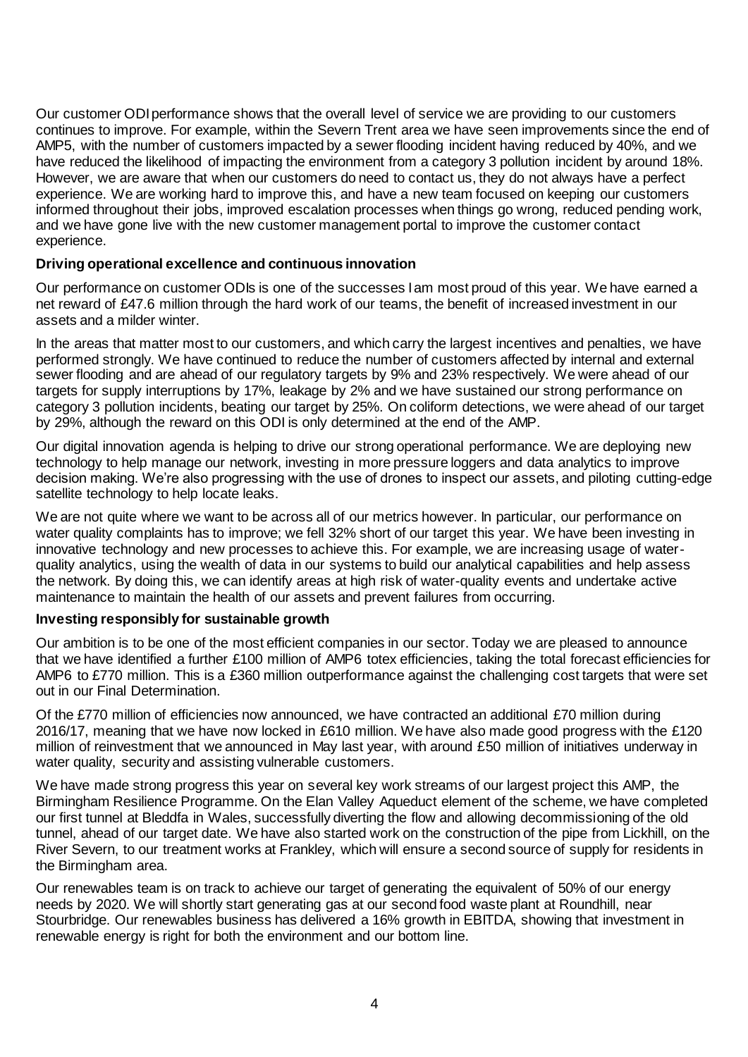Our customer ODI performance shows that the overall level of service we are providing to our customers continues to improve. For example, within the Severn Trent area we have seen improvements since the end of AMP5, with the number of customers impacted by a sewer flooding incident having reduced by 40%, and we have reduced the likelihood of impacting the environment from a category 3 pollution incident by around 18%. However, we are aware that when our customers do need to contact us, they do not always have a perfect experience. We are working hard to improve this, and have a new team focused on keeping our customers informed throughout their jobs, improved escalation processes when things go wrong, reduced pending work, and we have gone live with the new customer management portal to improve the customer contact experience.

**Driving operational excellence and continuous innovation**

Our performance on customer ODIs is one of the successes I am most proud of this year. We have earned a net reward of £47.6 million through the hard work of our teams, the benefit of increased investment in our assets and a milder winter.

In the areas that matter most to our customers, and which carry the largest incentives and penalties, we have performed strongly. We have continued to reduce the number of customers affected by internal and external sewer flooding and are ahead of our regulatory targets by 9% and 23% respectively. We were ahead of our targets for supply interruptions by 17%, leakage by 2% and we have sustained our strong performance on category 3 pollution incidents, beating our target by 25%. On coliform detections, we were ahead of our target by 29%, although the reward on this ODI is only determined at the end of the AMP.

Our digital innovation agenda is helping to drive our strong operational performance. We are deploying new technology to help manage our network, investing in more pressure loggers and data analytics to improve decision making. We're also progressing with the use of drones to inspect our assets, and piloting cutting-edge satellite technology to help locate leaks.

We are not quite where we want to be across all of our metrics however. In particular, our performance on water quality complaints has to improve; we fell 32% short of our target this year. We have been investing in innovative technology and new processes to achieve this. For example, we are increasing usage of water-quality analytics, using the wealth of data in our systems to build our analytical capabilities and help assess the network. By doing this, we can identify areas at high risk of water-quality events and undertake active maintenance to maintain the health of our assets and prevent failures from occurring.

**Investing responsibly for sustainable growth**

Our ambition is to be one of the most efficient companies in our sector. Today we are pleased to announce that we have identified a further £100 million of AMP6 totex efficiencies, taking the total forecast efficiencies for AMP6 to £770 million. This is a £360 million outperformance against the challenging cost targets that were set out in our Final Determination.

Of the £770 million of efficiencies now announced, we have contracted an additional £70 million during 2016/17, meaning that we have now locked in £610 million. We have also made good progress with the £120 million of reinvestment that we announced in May last year, with around £50 million of initiatives underway in water quality, security and assisting vulnerable customers.

We have made strong progress this year on several key work streams of our largest project this AMP, the Birmingham Resilience Programme. On the Elan Valley Aqueduct element of the scheme, we have completed our first tunnel at Bleddfa in Wales, successfully diverting the flow and allowing decommissioning of the old tunnel, ahead of our target date. We have also started work on the construction of the pipe from Lickhill, on the River Severn, to our treatment works at Frankley, which will ensure a second source of supply for residents in the Birmingham area.

Our renewables team is on track to achieve our target of generating the equivalent of 50% of our energy needs by 2020. We will shortly start generating gas at our second food waste plant at Roundhill, near Stourbridge. Our renewables business has delivered a 16% growth in EBITDA, showing that investment in renewable energy is right for both the environment and our bottom line.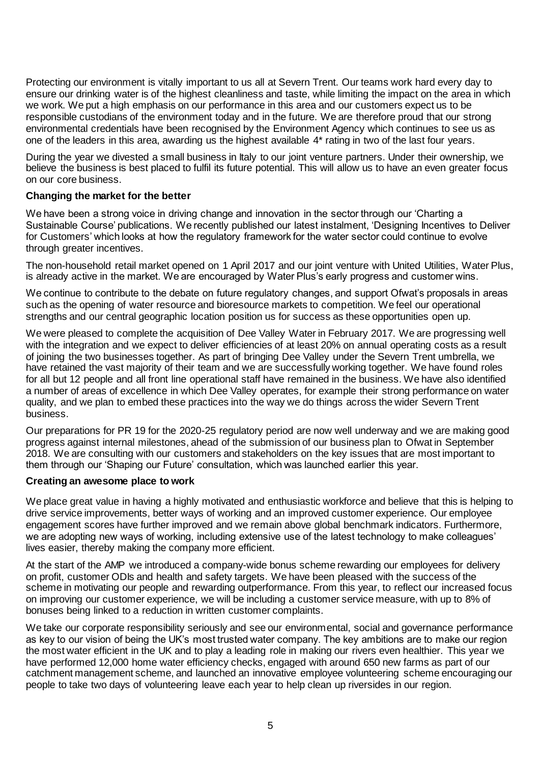Protecting our environment is vitally important to us all at Severn Trent. Our teams work hard every day to ensure our drinking water is of the highest cleanliness and taste, while limiting the impact on the area in which we work. We put a high emphasis on our performance in this area and our customers expect us to be responsible custodians of the environment today and in the future. We are therefore proud that our strong environmental credentials have been recognised by the Environment Agency which continues to see us as one of the leaders in this area, awarding us the highest available 4* rating in two of the last four years.

During the year we divested a small business in Italy to our joint venture partners. Under their ownership, we believe the business is best placed to fulfil its future potential. This will allow us to have an even greater focus on our core business.

**Changing the market for the better**

We have been a strong voice in driving change and innovation in the sector through our 'Charting a Sustainable Course' publications. We recently published our latest instalment, 'Designing Incentives to Deliver for Customers' which looks at how the regulatory framework for the water sector could continue to evolve through greater incentives.

The non-household retail market opened on 1 April 2017 and our joint venture with United Utilities, Water Plus, is already active in the market. We are encouraged by Water Plus's early progress and customer wins.

We continue to contribute to the debate on future regulatory changes, and support Ofwat's proposals in areas such as the opening of water resource and bioresource markets to competition. We feel our operational strengths and our central geographic location position us for success as these opportunities open up.

We were pleased to complete the acquisition of Dee Valley Water in February 2017. We are progressing well with the integration and we expect to deliver efficiencies of at least 20% on annual operating costs as a result of joining the two businesses together. As part of bringing Dee Valley under the Severn Trent umbrella, we have retained the vast majority of their team and we are successfully working together. We have found roles for all but 12 people and all front line operational staff have remained in the business. We have also identified a number of areas of excellence in which Dee Valley operates, for example their strong performance on water quality, and we plan to embed these practices into the way we do things across the wider Severn Trent business.

Our preparations for PR 19 for the 2020-25 regulatory period are now well underway and we are making good progress against internal milestones, ahead of the submission of our business plan to Ofwat in September 2018. We are consulting with our customers and stakeholders on the key issues that are most important to them through our 'Shaping our Future' consultation, which was launched earlier this year.

**Creating an awesome place to work**

We place great value in having a highly motivated and enthusiastic workforce and believe that this is helping to drive service improvements, better ways of working and an improved customer experience. Our employee engagement scores have further improved and we remain above global benchmark indicators. Furthermore, we are adopting new ways of working, including extensive use of the latest technology to make colleagues' lives easier, thereby making the company more efficient.

At the start of the AMP we introduced a company-wide bonus scheme rewarding our employees for delivery on profit, customer ODIs and health and safety targets. We have been pleased with the success of the scheme in motivating our people and rewarding outperformance. From this year, to reflect our increased focus on improving our customer experience, we will be including a customer service measure, with up to 8% of bonuses being linked to a reduction in written customer complaints.

We take our corporate responsibility seriously and see our environmental, social and governance performance as key to our vision of being the UK's most trusted water company. The key ambitions are to make our region the most water efficient in the UK and to play a leading role in making our rivers even healthier. This year we have performed 12,000 home water efficiency checks, engaged with around 650 new farms as part of our catchment management scheme, and launched an innovative employee volunteering scheme encouraging our people to take two days of volunteering leave each year to help clean up riversides in our region.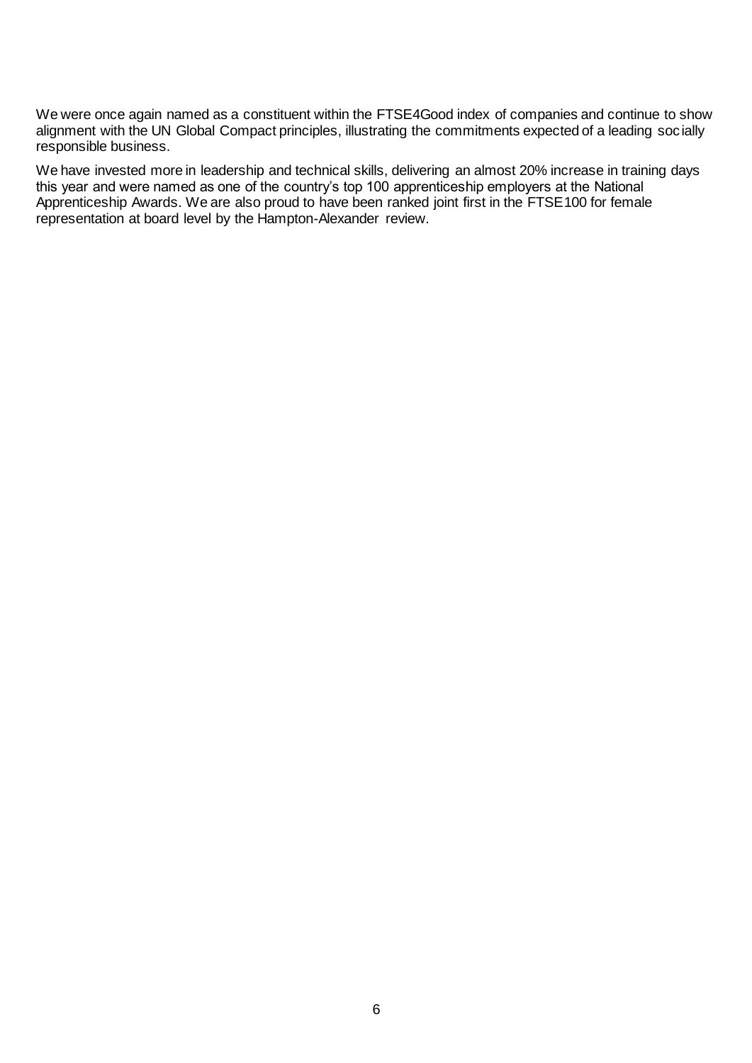We were once again named as a constituent within the FTSE4Good index of companies and continue to show alignment with the UN Global Compact principles, illustrating the commitments expected of a leading socially responsible business.

We have invested more in leadership and technical skills, delivering an almost 20% increase in training days this year and were named as one of the country's top 100 apprenticeship employers at the National Apprenticeship Awards. We are also proud to have been ranked joint first in the FTSE100 for female representation at board level by the Hampton-Alexander review.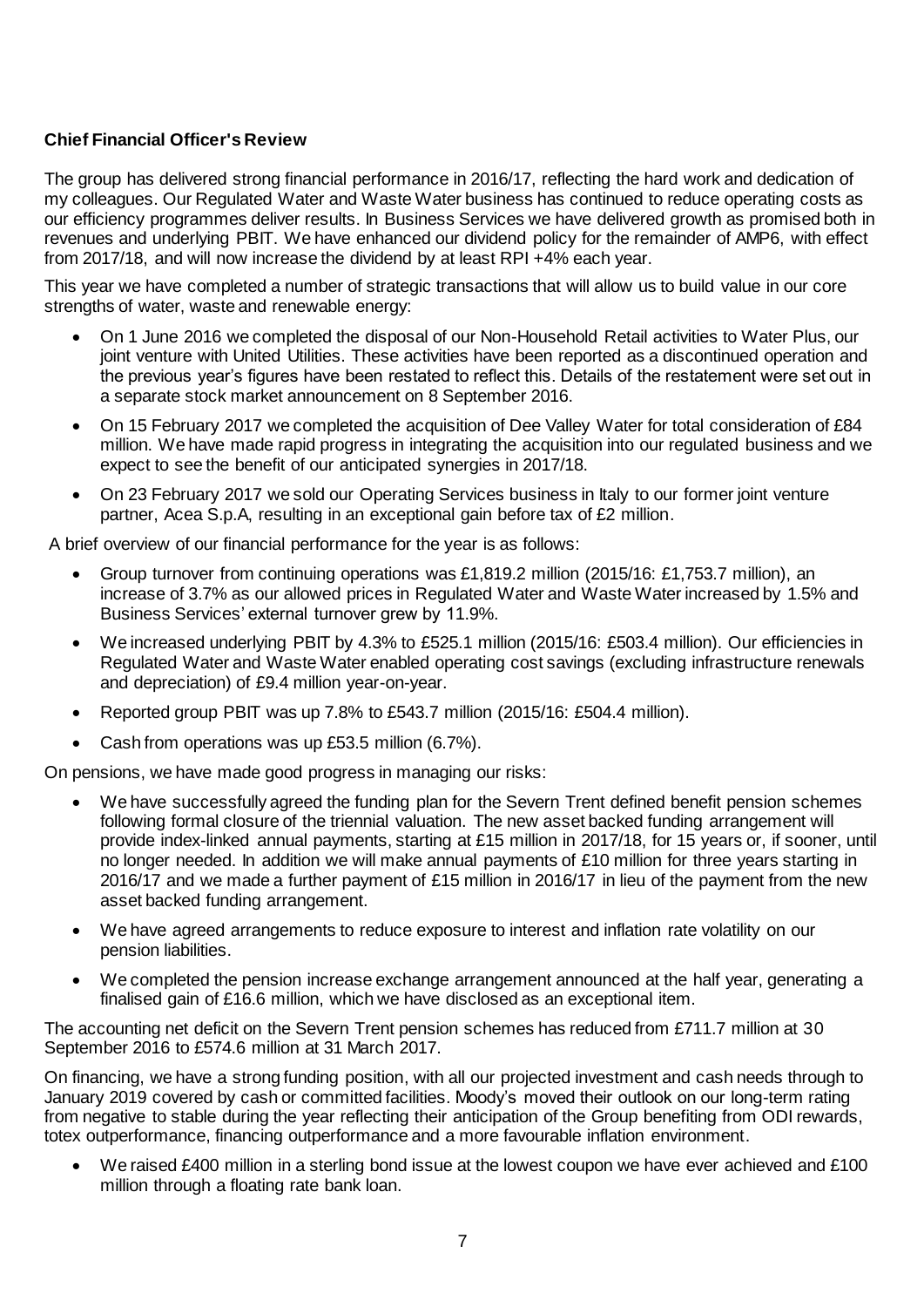**Chief Financial Officer's Review**

The group has delivered strong financial performance in 2016/17, reflecting the hard work and dedication of my colleagues. Our Regulated Water and Waste Water business has continued to reduce operating costs as our efficiency programmes deliver results. In Business Services we have delivered growth as promised both in revenues and underlying PBIT. We have enhanced our dividend policy for the remainder of AMP6, with effect from 2017/18, and will now increase the dividend by at least RPI +4% each year.

This year we have completed a number of strategic transactions that will allow us to build value in our core strengths of water, waste and renewable energy:

- On 1 June 2016 we completed the disposal of our Non-Household Retail activities to Water Plus, our joint venture with United Utilities. These activities have been reported as a discontinued operation and the previous year's figures have been restated to reflect this. Details of the restatement were set out in a separate stock market announcement on 8 September 2016.
- On 15 February 2017 we completed the acquisition of Dee Valley Water for total consideration of £84 million. We have made rapid progress in integrating the acquisition into our regulated business and we expect to see the benefit of our anticipated synergies in 2017/18.
- On 23 February 2017 we sold our Operating Services business in Italy to our former joint venture partner, Acea S.p.A, resulting in an exceptional gain before tax of £2 million.

A brief overview of our financial performance for the year is as follows:

- Group turnover from continuing operations was £1,819.2 million (2015/16: £1,753.7 million), an increase of 3.7% as our allowed prices in Regulated Water and Waste Water increased by 1.5% and Business Services' external turnover grew by 11.9%.
- We increased underlying PBIT by 4.3% to £525.1 million (2015/16: £503.4 million). Our efficiencies in Regulated Water and Waste Water enabled operating cost savings (excluding infrastructure renewals and depreciation) of £9.4 million year-on-year.
- Reported group PBIT was up 7.8% to £543.7 million (2015/16: £504.4 million).
- Cash from operations was up £53.5 million (6.7%).

On pensions, we have made good progress in managing our risks:

- We have successfully agreed the funding plan for the Severn Trent defined benefit pension schemes following formal closure of the triennial valuation. The new asset backed funding arrangement will provide index-linked annual payments, starting at £15 million in 2017/18, for 15 years or, if sooner, until no longer needed. In addition we will make annual payments of £10 million for three years starting in 2016/17 and we made a further payment of £15 million in 2016/17 in lieu of the payment from the new asset backed funding arrangement.
- We have agreed arrangements to reduce exposure to interest and inflation rate volatility on our pension liabilities.
- We completed the pension increase exchange arrangement announced at the half year, generating a finalised gain of £16.6 million, which we have disclosed as an exceptional item.

The accounting net deficit on the Severn Trent pension schemes has reduced from £711.7 million at 30 September 2016 to £574.6 million at 31 March 2017.

On financing, we have a strong funding position, with all our projected investment and cash needs through to January 2019 covered by cash or committed facilities. Moody's moved their outlook on our long-term rating from negative to stable during the year reflecting their anticipation of the Group benefiting from ODI rewards, totex outperformance, financing outperformance and a more favourable inflation environment.

- We raised £400 million in a sterling bond issue at the lowest coupon we have ever achieved and £100 million through a floating rate bank loan.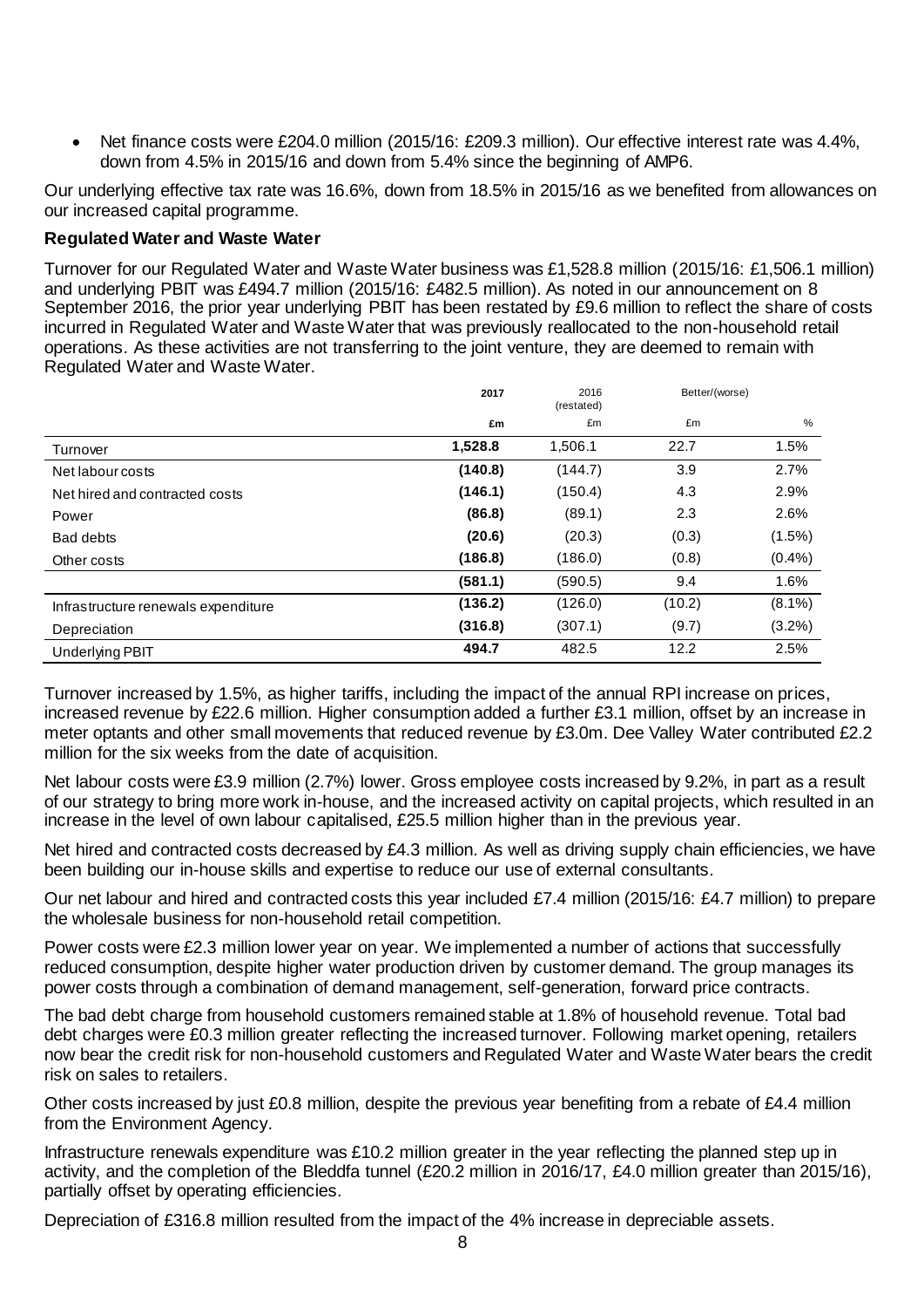- Net finance costs were £204.0 million (2015/16: £209.3 million). Our effective interest rate was 4.4%, down from 4.5% in 2015/16 and down from 5.4% since the beginning of AMP6.

Our underlying effective tax rate was 16.6%, down from 18.5% in 2015/16 as we benefited from allowances on our increased capital programme.

**Regulated Water and Waste Water**

Turnover for our Regulated Water and Waste Water business was £1,528.8 million (2015/16: £1,506.1 million) and underlying PBIT was £494.7 million (2015/16: £482.5 million). As noted in our announcement on 8 September 2016, the prior year underlying PBIT has been restated by £9.6 million to reflect the share of costs incurred in Regulated Water and Waste Water that was previously reallocated to the non-household retail operations. As these activities are not transferring to the joint venture, they are deemed to remain with Regulated Water and Waste Water.

| | 2017 | 2016 (restated) | Better/(worse) | |
|---|---|---|---|---|
| | £m | £m | £m | % |
| Turnover | 1,528.8 | 1,506.1 | 22.7 | 1.5% |
| Net labour costs | (140.8) | (144.7) | 3.9 | 2.7% |
| Net hired and contracted costs | (146.1) | (150.4) | 4.3 | 2.9% |
| Power | (86.8) | (89.1) | 2.3 | 2.6% |
| Bad debts | (20.6) | (20.3) | (0.3) | (1.5%) |
| Other costs | (186.8) | (186.0) | (0.8) | (0.4%) |
| | (581.1) | (590.5) | 9.4 | 1.6% |
| Infrastructure renewals expenditure | (136.2) | (126.0) | (10.2) | (8.1%) |
| Depreciation | (316.8) | (307.1) | (9.7) | (3.2%) |
| Underlying PBIT | 494.7 | 482.5 | 12.2 | 2.5% |

Turnover increased by 1.5%, as higher tariffs, including the impact of the annual RPI increase on prices, increased revenue by £22.6 million. Higher consumption added a further £3.1 million, offset by an increase in meter optants and other small movements that reduced revenue by £3.0m. Dee Valley Water contributed £2.2 million for the six weeks from the date of acquisition.

Net labour costs were £3.9 million (2.7%) lower. Gross employee costs increased by 9.2%, in part as a result of our strategy to bring more work in-house, and the increased activity on capital projects, which resulted in an increase in the level of own labour capitalised, £25.5 million higher than in the previous year.

Net hired and contracted costs decreased by £4.3 million. As well as driving supply chain efficiencies, we have been building our in-house skills and expertise to reduce our use of external consultants.

Our net labour and hired and contracted costs this year included £7.4 million (2015/16: £4.7 million) to prepare the wholesale business for non-household retail competition.

Power costs were £2.3 million lower year on year. We implemented a number of actions that successfully reduced consumption, despite higher water production driven by customer demand. The group manages its power costs through a combination of demand management, self-generation, forward price contracts.

The bad debt charge from household customers remained stable at 1.8% of household revenue. Total bad debt charges were £0.3 million greater reflecting the increased turnover. Following market opening, retailers now bear the credit risk for non-household customers and Regulated Water and Waste Water bears the credit risk on sales to retailers.

Other costs increased by just £0.8 million, despite the previous year benefiting from a rebate of £4.4 million from the Environment Agency.

Infrastructure renewals expenditure was £10.2 million greater in the year reflecting the planned step up in activity, and the completion of the Bleddfa tunnel (£20.2 million in 2016/17, £4.0 million greater than 2015/16), partially offset by operating efficiencies.

Depreciation of £316.8 million resulted from the impact of the 4% increase in depreciable assets.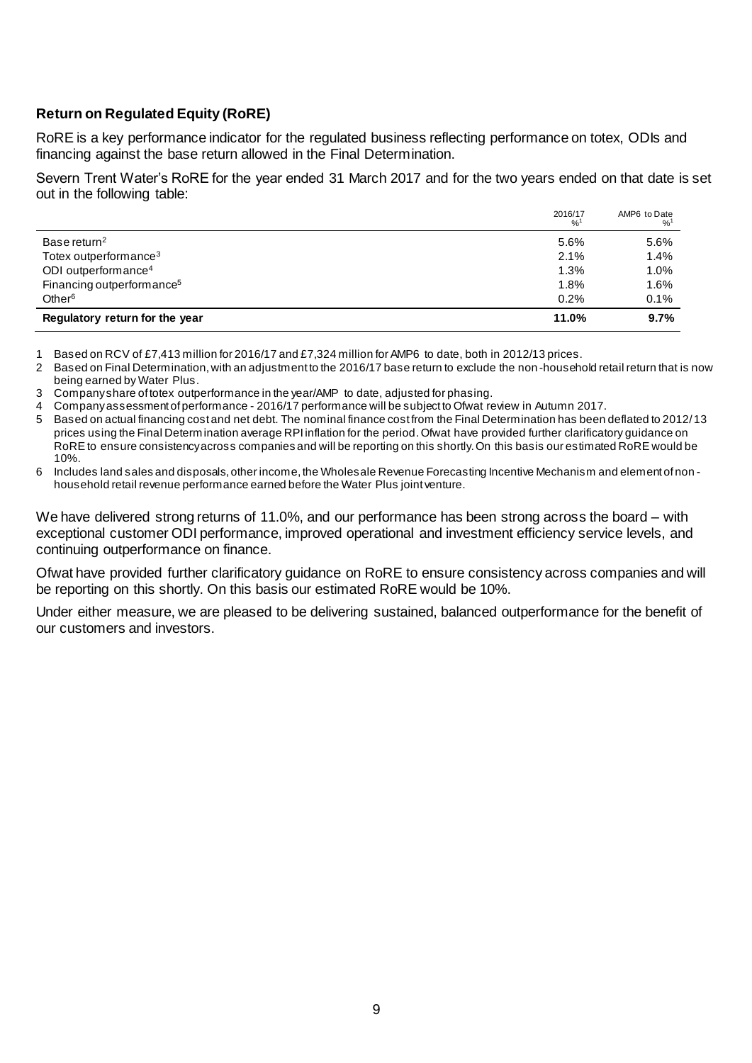**Return on Regulated Equity (RoRE)**

RoRE is a key performance indicator for the regulated business reflecting performance on totex, ODIs and financing against the base return allowed in the Final Determination.

Severn Trent Water's RoRE for the year ended 31 March 2017 and for the two years ended on that date is set out in the following table:

| | 2016/17 %[1] | AMP6 to Date %[1] |
|---|---|---|
| Base return[2] | 5.6% | 5.6% |
| Totex outperformance[3] | 2.1% | 1.4% |
| ODI outperformance[4] | 1.3% | 1.0% |
| Financing outperformance[5] | 1.8% | 1.6% |
| Other[6] | 0.2% | 0.1% |
| **Regulatory return for the year** | **11.0%** | **9.7%** |

1 Based on RCV of £7,413 million for 2016/17 and £7,324 million for AMP6 to date, both in 2012/13 prices.

2 Based on Final Determination, with an adjustment to the 2016/17 base return to exclude the non-household retail return that is now being earned by Water Plus.

3 Company share of totex outperformance in the year/AMP to date, adjusted for phasing.

4 Company assessment of performance - 2016/17 performance will be subject to Ofwat review in Autumn 2017.

5 Based on actual financing cost and net debt. The nominal finance cost from the Final Determination has been deflated to 2012/13 prices using the Final Determination average RPI inflation for the period. Ofwat have provided further clarificatory guidance on RoRE to ensure consistency across companies and will be reporting on this shortly. On this basis our estimated RoRE would be 10%.

6 Includes land sales and disposals, other income, the Wholesale Revenue Forecasting Incentive Mechanism and element of non-household retail revenue performance earned before the Water Plus joint venture.

We have delivered strong returns of 11.0%, and our performance has been strong across the board – with exceptional customer ODI performance, improved operational and investment efficiency service levels, and continuing outperformance on finance.

Ofwat have provided further clarificatory guidance on RoRE to ensure consistency across companies and will be reporting on this shortly. On this basis our estimated RoRE would be 10%.

Under either measure, we are pleased to be delivering sustained, balanced outperformance for the benefit of our customers and investors.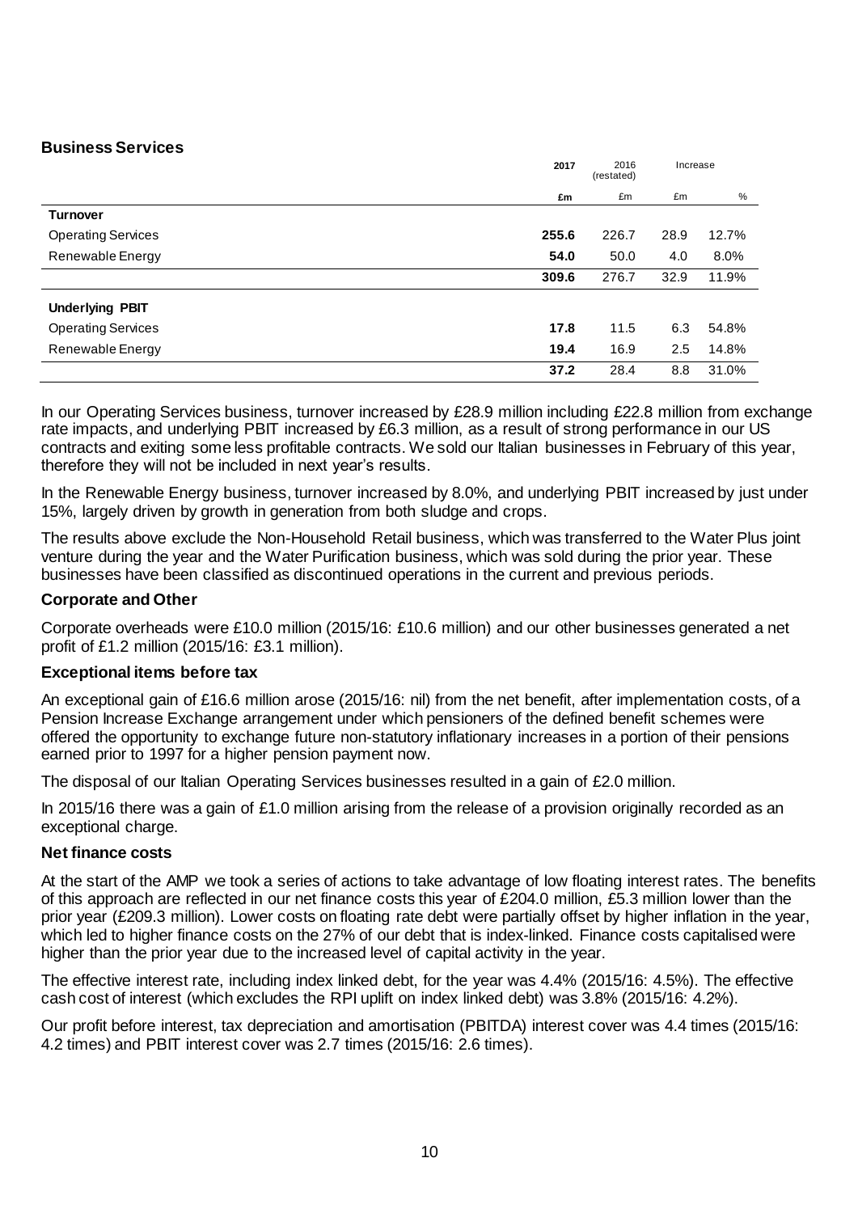## Business Services

| | 2017 | 2016 (restated) | Increase | |
|---|---|---|---|---|
| | **£m** | £m | £m | % |
| **Turnover** | | | | |
| Operating Services | **255.6** | 226.7 | 28.9 | 12.7% |
| Renewable Energy | **54.0** | 50.0 | 4.0 | 8.0% |
| | **309.6** | 276.7 | 32.9 | 11.9% |
| **Underlying PBIT** | | | | |
| Operating Services | **17.8** | 11.5 | 6.3 | 54.8% |
| Renewable Energy | **19.4** | 16.9 | 2.5 | 14.8% |
| | **37.2** | 28.4 | 8.8 | 31.0% |

In our Operating Services business, turnover increased by £28.9 million including £22.8 million from exchange rate impacts, and underlying PBIT increased by £6.3 million, as a result of strong performance in our US contracts and exiting some less profitable contracts. We sold our Italian businesses in February of this year, therefore they will not be included in next year's results.

In the Renewable Energy business, turnover increased by 8.0%, and underlying PBIT increased by just under 15%, largely driven by growth in generation from both sludge and crops.

The results above exclude the Non-Household Retail business, which was transferred to the Water Plus joint venture during the year and the Water Purification business, which was sold during the prior year. These businesses have been classified as discontinued operations in the current and previous periods.

### Corporate and Other

Corporate overheads were £10.0 million (2015/16: £10.6 million) and our other businesses generated a net profit of £1.2 million (2015/16: £3.1 million).

### Exceptional items before tax

An exceptional gain of £16.6 million arose (2015/16: nil) from the net benefit, after implementation costs, of a Pension Increase Exchange arrangement under which pensioners of the defined benefit schemes were offered the opportunity to exchange future non-statutory inflationary increases in a portion of their pensions earned prior to 1997 for a higher pension payment now.

The disposal of our Italian Operating Services businesses resulted in a gain of £2.0 million.

In 2015/16 there was a gain of £1.0 million arising from the release of a provision originally recorded as an exceptional charge.

### Net finance costs

At the start of the AMP we took a series of actions to take advantage of low floating interest rates. The benefits of this approach are reflected in our net finance costs this year of £204.0 million, £5.3 million lower than the prior year (£209.3 million). Lower costs on floating rate debt were partially offset by higher inflation in the year, which led to higher finance costs on the 27% of our debt that is index-linked. Finance costs capitalised were higher than the prior year due to the increased level of capital activity in the year.

The effective interest rate, including index linked debt, for the year was 4.4% (2015/16: 4.5%). The effective cash cost of interest (which excludes the RPI uplift on index linked debt) was 3.8% (2015/16: 4.2%).

Our profit before interest, tax depreciation and amortisation (PBITDA) interest cover was 4.4 times (2015/16: 4.2 times) and PBIT interest cover was 2.7 times (2015/16: 2.6 times).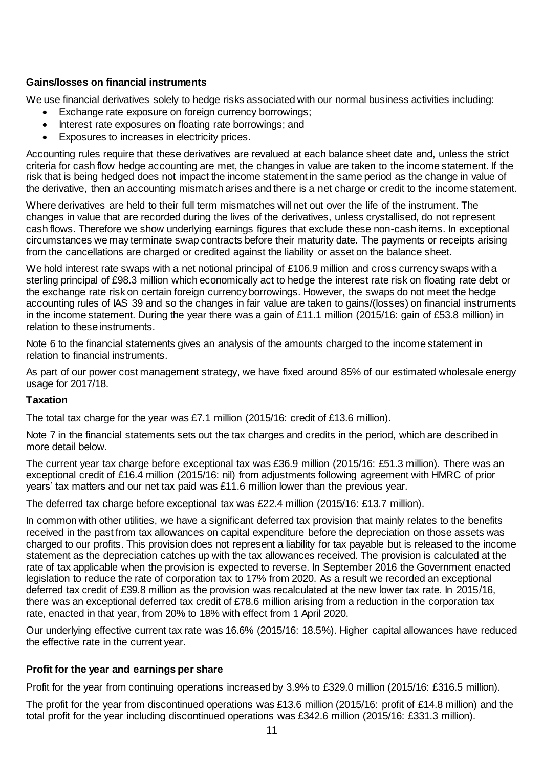**Gains/losses on financial instruments**

We use financial derivatives solely to hedge risks associated with our normal business activities including:

- Exchange rate exposure on foreign currency borrowings;
- Interest rate exposures on floating rate borrowings; and
- Exposures to increases in electricity prices.

Accounting rules require that these derivatives are revalued at each balance sheet date and, unless the strict criteria for cash flow hedge accounting are met, the changes in value are taken to the income statement. If the risk that is being hedged does not impact the income statement in the same period as the change in value of the derivative, then an accounting mismatch arises and there is a net charge or credit to the income statement.

Where derivatives are held to their full term mismatches will net out over the life of the instrument. The changes in value that are recorded during the lives of the derivatives, unless crystallised, do not represent cash flows. Therefore we show underlying earnings figures that exclude these non-cash items. In exceptional circumstances we may terminate swap contracts before their maturity date. The payments or receipts arising from the cancellations are charged or credited against the liability or asset on the balance sheet.

We hold interest rate swaps with a net notional principal of £106.9 million and cross currency swaps with a sterling principal of £98.3 million which economically act to hedge the interest rate risk on floating rate debt or the exchange rate risk on certain foreign currency borrowings. However, the swaps do not meet the hedge accounting rules of IAS 39 and so the changes in fair value are taken to gains/(losses) on financial instruments in the income statement. During the year there was a gain of £11.1 million (2015/16: gain of £53.8 million) in relation to these instruments.

Note 6 to the financial statements gives an analysis of the amounts charged to the income statement in relation to financial instruments.

As part of our power cost management strategy, we have fixed around 85% of our estimated wholesale energy usage for 2017/18.

**Taxation**

The total tax charge for the year was £7.1 million (2015/16: credit of £13.6 million).

Note 7 in the financial statements sets out the tax charges and credits in the period, which are described in more detail below.

The current year tax charge before exceptional tax was £36.9 million (2015/16: £51.3 million). There was an exceptional credit of £16.4 million (2015/16: nil) from adjustments following agreement with HMRC of prior years' tax matters and our net tax paid was £11.6 million lower than the previous year.

The deferred tax charge before exceptional tax was £22.4 million (2015/16: £13.7 million).

In common with other utilities, we have a significant deferred tax provision that mainly relates to the benefits received in the past from tax allowances on capital expenditure before the depreciation on those assets was charged to our profits. This provision does not represent a liability for tax payable but is released to the income statement as the depreciation catches up with the tax allowances received. The provision is calculated at the rate of tax applicable when the provision is expected to reverse. In September 2016 the Government enacted legislation to reduce the rate of corporation tax to 17% from 2020. As a result we recorded an exceptional deferred tax credit of £39.8 million as the provision was recalculated at the new lower tax rate. In 2015/16, there was an exceptional deferred tax credit of £78.6 million arising from a reduction in the corporation tax rate, enacted in that year, from 20% to 18% with effect from 1 April 2020.

Our underlying effective current tax rate was 16.6% (2015/16: 18.5%). Higher capital allowances have reduced the effective rate in the current year.

**Profit for the year and earnings per share**

Profit for the year from continuing operations increased by 3.9% to £329.0 million (2015/16: £316.5 million).

The profit for the year from discontinued operations was £13.6 million (2015/16: profit of £14.8 million) and the total profit for the year including discontinued operations was £342.6 million (2015/16: £331.3 million).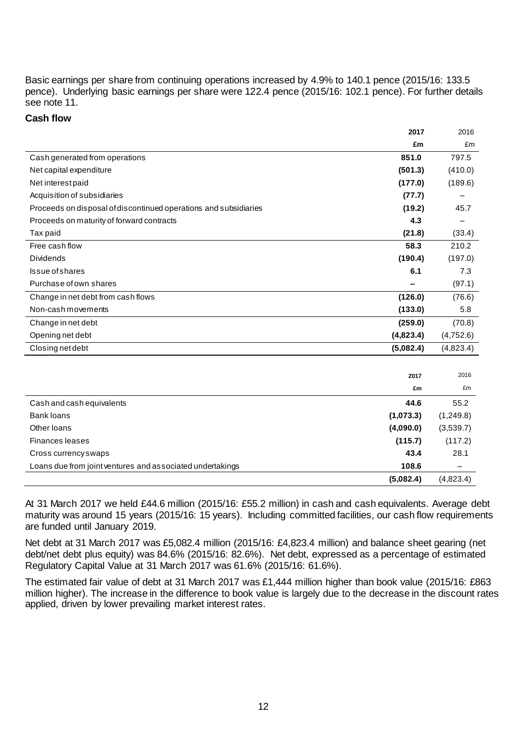Basic earnings per share from continuing operations increased by 4.9% to 140.1 pence (2015/16: 133.5 pence). Underlying basic earnings per share were 122.4 pence (2015/16: 102.1 pence). For further details see note 11.

### Cash flow

| | **2017** | 2016 |
|---|---|---|
| | **£m** | £m |
| Cash generated from operations | **851.0** | 797.5 |
| Net capital expenditure | **(501.3)** | (410.0) |
| Net interest paid | **(177.0)** | (189.6) |
| Acquisition of subsidiaries | **(77.7)** | – |
| Proceeds on disposal of discontinued operations and subsidiaries | **(19.2)** | 45.7 |
| Proceeds on maturity of forward contracts | **4.3** | – |
| Tax paid | **(21.8)** | (33.4) |
| Free cash flow | **58.3** | 210.2 |
| Dividends | **(190.4)** | (197.0) |
| Issue of shares | **6.1** | 7.3 |
| Purchase of own shares | **–** | (97.1) |
| Change in net debt from cash flows | **(126.0)** | (76.6) |
| Non-cash movements | **(133.0)** | 5.8 |
| Change in net debt | **(259.0)** | (70.8) |
| Opening net debt | **(4,823.4)** | (4,752.6) |
| Closing net debt | **(5,082.4)** | (4,823.4) |

| | **2017** | 2016 |
|---|---|---|
| | **£m** | £m |
| Cash and cash equivalents | **44.6** | 55.2 |
| Bank loans | **(1,073.3)** | (1,249.8) |
| Other loans | **(4,090.0)** | (3,539.7) |
| Finances leases | **(115.7)** | (117.2) |
| Cross currency swaps | **43.4** | 28.1 |
| Loans due from joint ventures and associated undertakings | **108.6** | – |
| | **(5,082.4)** | (4,823.4) |

At 31 March 2017 we held £44.6 million (2015/16: £55.2 million) in cash and cash equivalents. Average debt maturity was around 15 years (2015/16: 15 years). Including committed facilities, our cash flow requirements are funded until January 2019.

Net debt at 31 March 2017 was £5,082.4 million (2015/16: £4,823.4 million) and balance sheet gearing (net debt/net debt plus equity) was 84.6% (2015/16: 82.6%). Net debt, expressed as a percentage of estimated Regulatory Capital Value at 31 March 2017 was 61.6% (2015/16: 61.6%).

The estimated fair value of debt at 31 March 2017 was £1,444 million higher than book value (2015/16: £863 million higher). The increase in the difference to book value is largely due to the decrease in the discount rates applied, driven by lower prevailing market interest rates.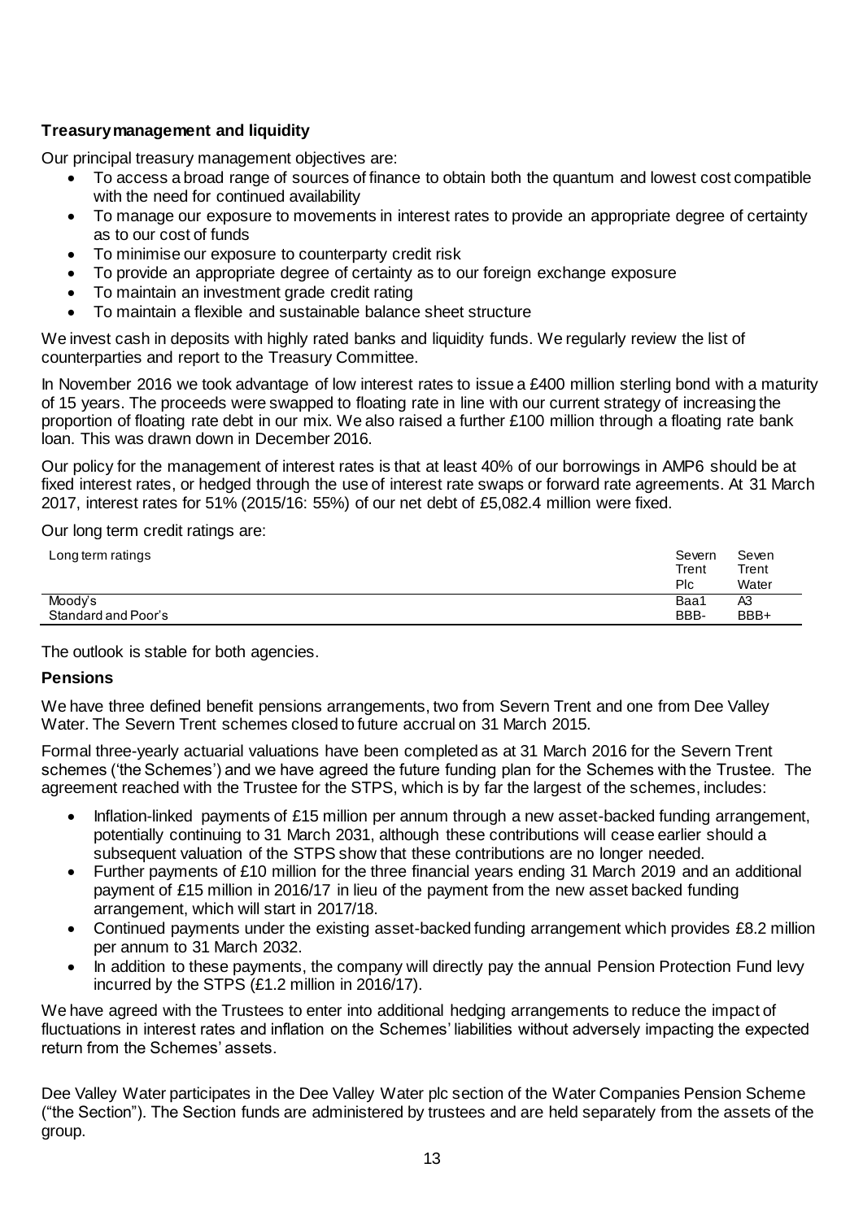**Treasury management and liquidity**

Our principal treasury management objectives are:

- To access a broad range of sources of finance to obtain both the quantum and lowest cost compatible with the need for continued availability
- To manage our exposure to movements in interest rates to provide an appropriate degree of certainty as to our cost of funds
- To minimise our exposure to counterparty credit risk
- To provide an appropriate degree of certainty as to our foreign exchange exposure
- To maintain an investment grade credit rating
- To maintain a flexible and sustainable balance sheet structure

We invest cash in deposits with highly rated banks and liquidity funds. We regularly review the list of counterparties and report to the Treasury Committee.

In November 2016 we took advantage of low interest rates to issue a £400 million sterling bond with a maturity of 15 years. The proceeds were swapped to floating rate in line with our current strategy of increasing the proportion of floating rate debt in our mix. We also raised a further £100 million through a floating rate bank loan. This was drawn down in December 2016.

Our policy for the management of interest rates is that at least 40% of our borrowings in AMP6 should be at fixed interest rates, or hedged through the use of interest rate swaps or forward rate agreements. At 31 March 2017, interest rates for 51% (2015/16: 55%) of our net debt of £5,082.4 million were fixed.

Our long term credit ratings are:

| Long term ratings | Severn Trent Plc | Seven Trent Water |
|---|---|---|
| Moody's | Baa1 | A3 |
| Standard and Poor's | BBB- | BBB+ |

The outlook is stable for both agencies.

**Pensions**

We have three defined benefit pensions arrangements, two from Severn Trent and one from Dee Valley Water. The Severn Trent schemes closed to future accrual on 31 March 2015.

Formal three-yearly actuarial valuations have been completed as at 31 March 2016 for the Severn Trent schemes ('the Schemes') and we have agreed the future funding plan for the Schemes with the Trustee. The agreement reached with the Trustee for the STPS, which is by far the largest of the schemes, includes:

- Inflation-linked payments of £15 million per annum through a new asset-backed funding arrangement, potentially continuing to 31 March 2031, although these contributions will cease earlier should a subsequent valuation of the STPS show that these contributions are no longer needed.
- Further payments of £10 million for the three financial years ending 31 March 2019 and an additional payment of £15 million in 2016/17 in lieu of the payment from the new asset backed funding arrangement, which will start in 2017/18.
- Continued payments under the existing asset-backed funding arrangement which provides £8.2 million per annum to 31 March 2032.
- In addition to these payments, the company will directly pay the annual Pension Protection Fund levy incurred by the STPS (£1.2 million in 2016/17).

We have agreed with the Trustees to enter into additional hedging arrangements to reduce the impact of fluctuations in interest rates and inflation on the Schemes' liabilities without adversely impacting the expected return from the Schemes' assets.

Dee Valley Water participates in the Dee Valley Water plc section of the Water Companies Pension Scheme ("the Section"). The Section funds are administered by trustees and are held separately from the assets of the group.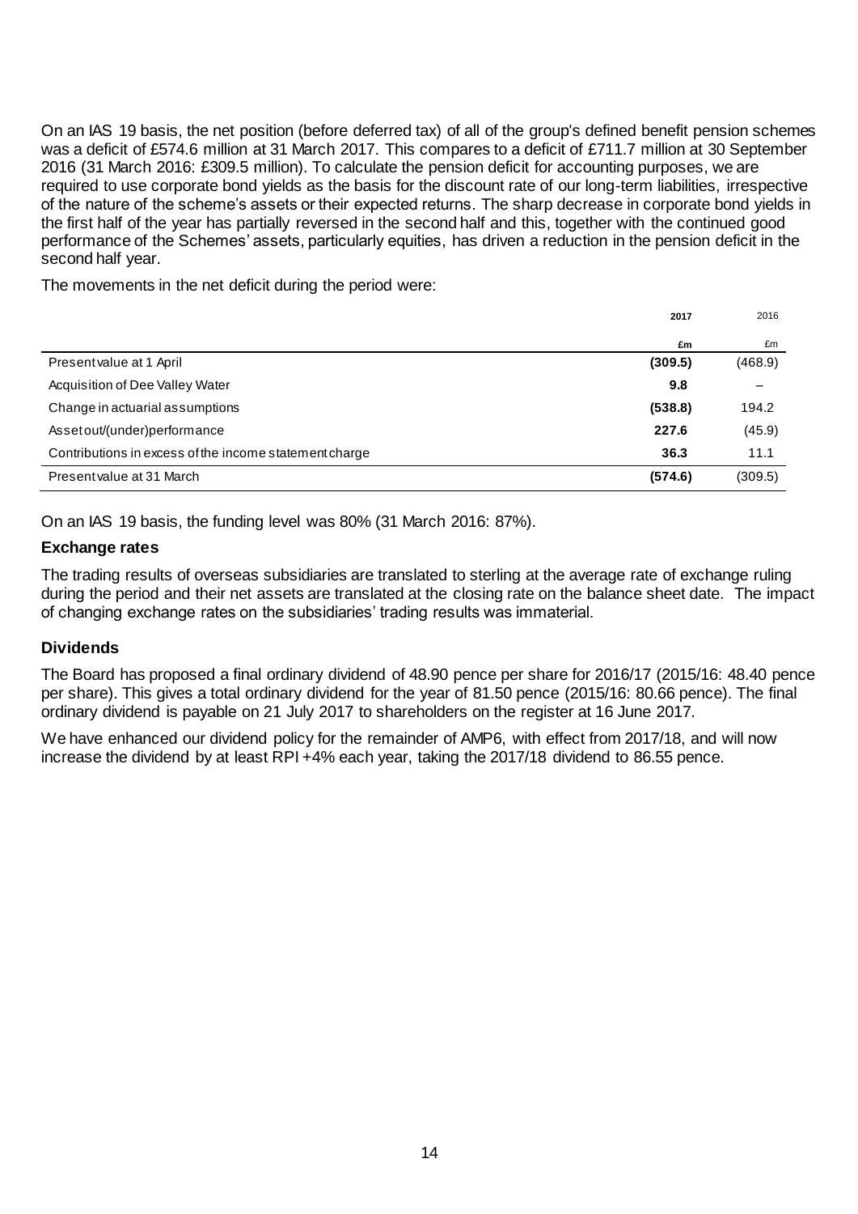On an IAS 19 basis, the net position (before deferred tax) of all of the group's defined benefit pension schemes was a deficit of £574.6 million at 31 March 2017. This compares to a deficit of £711.7 million at 30 September 2016 (31 March 2016: £309.5 million). To calculate the pension deficit for accounting purposes, we are required to use corporate bond yields as the basis for the discount rate of our long-term liabilities, irrespective of the nature of the scheme's assets or their expected returns. The sharp decrease in corporate bond yields in the first half of the year has partially reversed in the second half and this, together with the continued good performance of the Schemes' assets, particularly equities, has driven a reduction in the pension deficit in the second half year.

The movements in the net deficit during the period were:

| | **2017** | 2016 |
|---|---|---|
| | **£m** | £m |
| Present value at 1 April | **(309.5)** | (468.9) |
| Acquisition of Dee Valley Water | **9.8** | – |
| Change in actuarial assumptions | **(538.8)** | 194.2 |
| Asset out/(under)performance | **227.6** | (45.9) |
| Contributions in excess of the income statement charge | **36.3** | 11.1 |
| Present value at 31 March | **(574.6)** | (309.5) |

On an IAS 19 basis, the funding level was 80% (31 March 2016: 87%).

### Exchange rates

The trading results of overseas subsidiaries are translated to sterling at the average rate of exchange ruling during the period and their net assets are translated at the closing rate on the balance sheet date. The impact of changing exchange rates on the subsidiaries' trading results was immaterial.

### Dividends

The Board has proposed a final ordinary dividend of 48.90 pence per share for 2016/17 (2015/16: 48.40 pence per share). This gives a total ordinary dividend for the year of 81.50 pence (2015/16: 80.66 pence). The final ordinary dividend is payable on 21 July 2017 to shareholders on the register at 16 June 2017.

We have enhanced our dividend policy for the remainder of AMP6, with effect from 2017/18, and will now increase the dividend by at least RPI +4% each year, taking the 2017/18 dividend to 86.55 pence.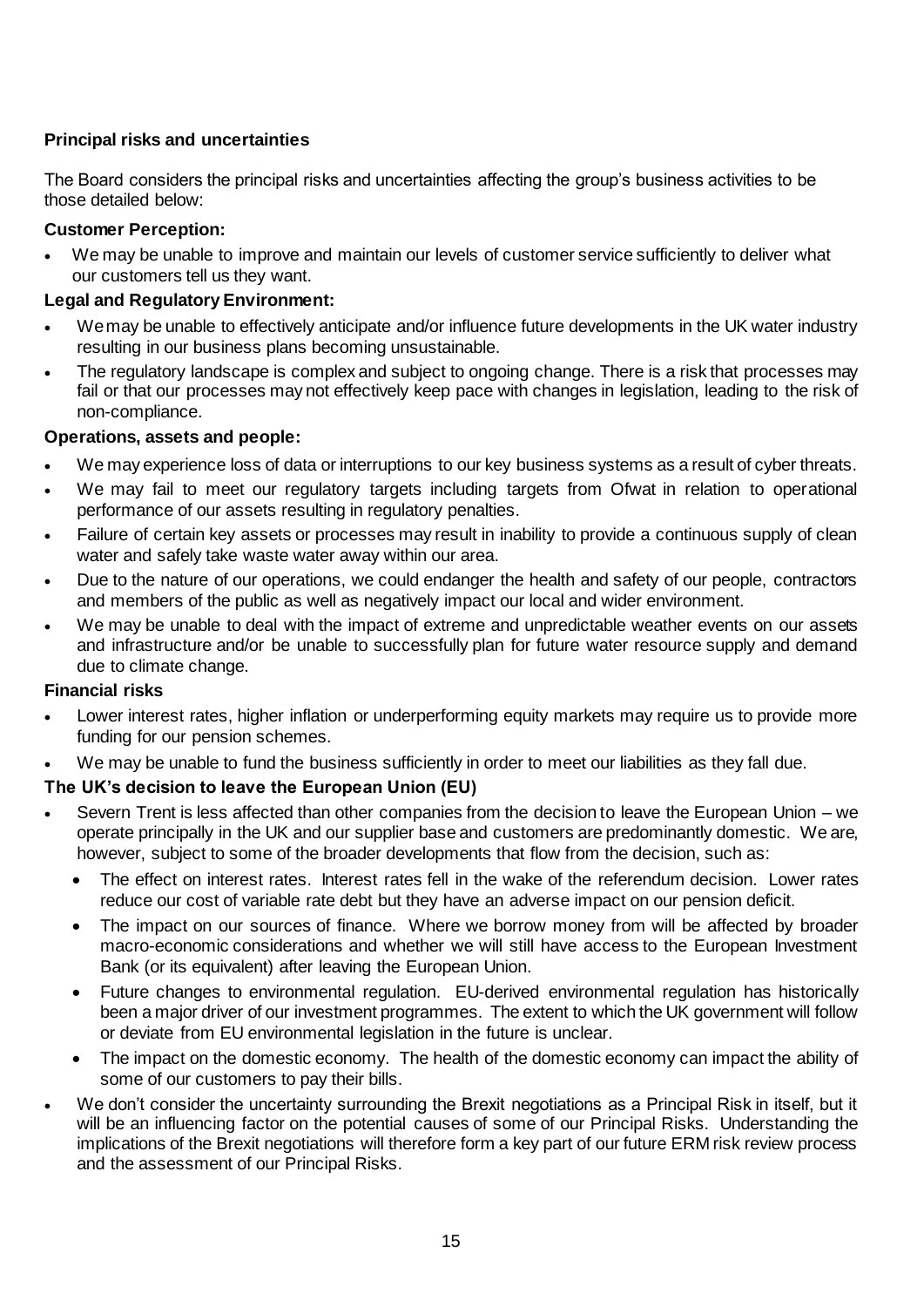## Principal risks and uncertainties

The Board considers the principal risks and uncertainties affecting the group's business activities to be those detailed below:

### Customer Perception:

- We may be unable to improve and maintain our levels of customer service sufficiently to deliver what our customers tell us they want.

### Legal and Regulatory Environment:

- We may be unable to effectively anticipate and/or influence future developments in the UK water industry resulting in our business plans becoming unsustainable.
- The regulatory landscape is complex and subject to ongoing change. There is a risk that processes may fail or that our processes may not effectively keep pace with changes in legislation, leading to the risk of non-compliance.

### Operations, assets and people:

- We may experience loss of data or interruptions to our key business systems as a result of cyber threats.
- We may fail to meet our regulatory targets including targets from Ofwat in relation to operational performance of our assets resulting in regulatory penalties.
- Failure of certain key assets or processes may result in inability to provide a continuous supply of clean water and safely take waste water away within our area.
- Due to the nature of our operations, we could endanger the health and safety of our people, contractors and members of the public as well as negatively impact our local and wider environment.
- We may be unable to deal with the impact of extreme and unpredictable weather events on our assets and infrastructure and/or be unable to successfully plan for future water resource supply and demand due to climate change.

### Financial risks

- Lower interest rates, higher inflation or underperforming equity markets may require us to provide more funding for our pension schemes.
- We may be unable to fund the business sufficiently in order to meet our liabilities as they fall due.

### The UK's decision to leave the European Union (EU)

- Severn Trent is less affected than other companies from the decision to leave the European Union – we operate principally in the UK and our supplier base and customers are predominantly domestic. We are, however, subject to some of the broader developments that flow from the decision, such as:
  - The effect on interest rates. Interest rates fell in the wake of the referendum decision. Lower rates reduce our cost of variable rate debt but they have an adverse impact on our pension deficit.
  - The impact on our sources of finance. Where we borrow money from will be affected by broader macro-economic considerations and whether we will still have access to the European Investment Bank (or its equivalent) after leaving the European Union.
  - Future changes to environmental regulation. EU-derived environmental regulation has historically been a major driver of our investment programmes. The extent to which the UK government will follow or deviate from EU environmental legislation in the future is unclear.
  - The impact on the domestic economy. The health of the domestic economy can impact the ability of some of our customers to pay their bills.
- We don't consider the uncertainty surrounding the Brexit negotiations as a Principal Risk in itself, but it will be an influencing factor on the potential causes of some of our Principal Risks. Understanding the implications of the Brexit negotiations will therefore form a key part of our future ERM risk review process and the assessment of our Principal Risks.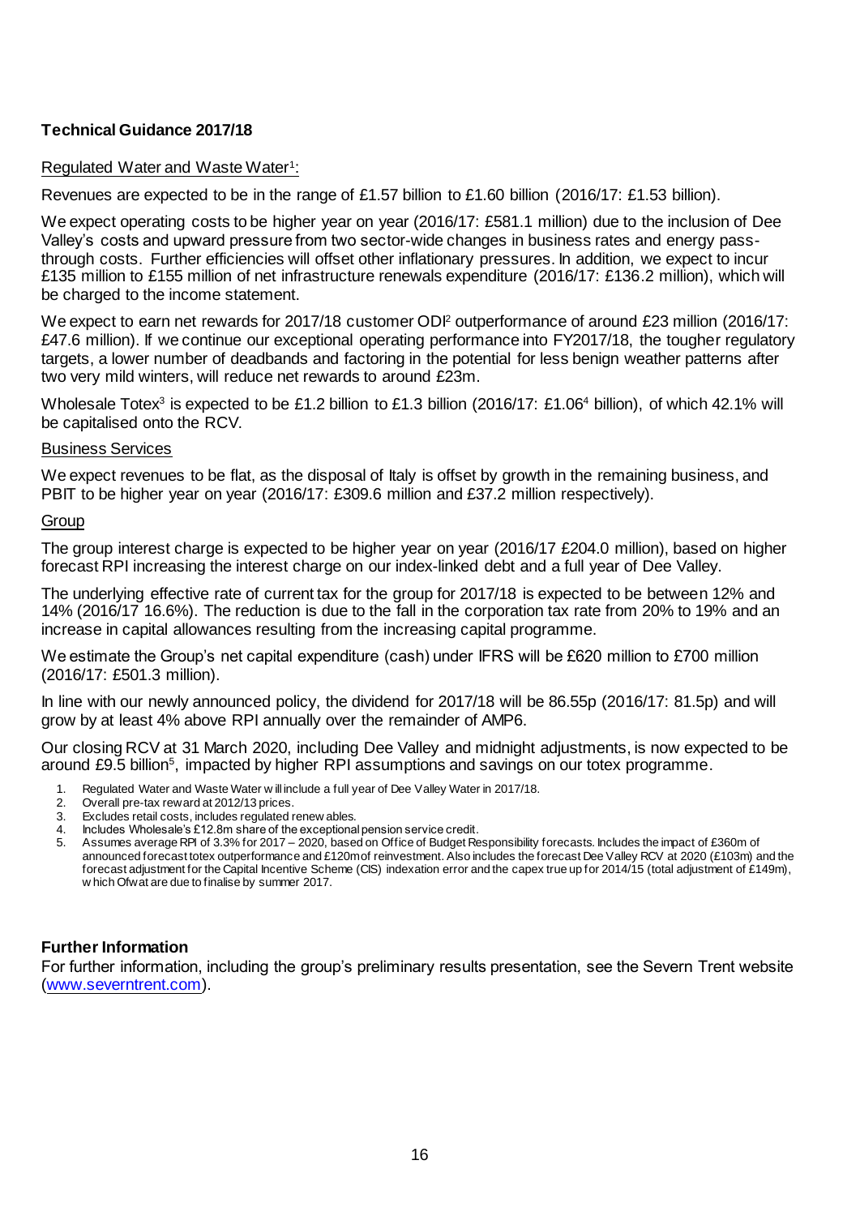## Technical Guidance 2017/18

Regulated Water and Waste Water[1]:

Revenues are expected to be in the range of £1.57 billion to £1.60 billion (2016/17: £1.53 billion).

We expect operating costs to be higher year on year (2016/17: £581.1 million) due to the inclusion of Dee Valley's costs and upward pressure from two sector-wide changes in business rates and energy pass-through costs. Further efficiencies will offset other inflationary pressures. In addition, we expect to incur £135 million to £155 million of net infrastructure renewals expenditure (2016/17: £136.2 million), which will be charged to the income statement.

We expect to earn net rewards for 2017/18 customer ODI[2] outperformance of around £23 million (2016/17: £47.6 million). If we continue our exceptional operating performance into FY2017/18, the tougher regulatory targets, a lower number of deadbands and factoring in the potential for less benign weather patterns after two very mild winters, will reduce net rewards to around £23m.

Wholesale Totex[3] is expected to be £1.2 billion to £1.3 billion (2016/17: £1.06[4] billion), of which 42.1% will be capitalised onto the RCV.

Business Services

We expect revenues to be flat, as the disposal of Italy is offset by growth in the remaining business, and PBIT to be higher year on year (2016/17: £309.6 million and £37.2 million respectively).

Group

The group interest charge is expected to be higher year on year (2016/17 £204.0 million), based on higher forecast RPI increasing the interest charge on our index-linked debt and a full year of Dee Valley.

The underlying effective rate of current tax for the group for 2017/18 is expected to be between 12% and 14% (2016/17 16.6%). The reduction is due to the fall in the corporation tax rate from 20% to 19% and an increase in capital allowances resulting from the increasing capital programme.

We estimate the Group's net capital expenditure (cash) under IFRS will be £620 million to £700 million (2016/17: £501.3 million).

In line with our newly announced policy, the dividend for 2017/18 will be 86.55p (2016/17: 81.5p) and will grow by at least 4% above RPI annually over the remainder of AMP6.

Our closing RCV at 31 March 2020, including Dee Valley and midnight adjustments, is now expected to be around £9.5 billion[5], impacted by higher RPI assumptions and savings on our totex programme.

1. Regulated Water and Waste Water will include a full year of Dee Valley Water in 2017/18.
2. Overall pre-tax reward at 2012/13 prices.
3. Excludes retail costs, includes regulated renewables.
4. Includes Wholesale's £12.8m share of the exceptional pension service credit.
5. Assumes average RPI of 3.3% for 2017 – 2020, based on Office of Budget Responsibility forecasts. Includes the impact of £360m of announced forecast totex outperformance and £120m of reinvestment. Also includes the forecast Dee Valley RCV at 2020 (£103m) and the forecast adjustment for the Capital Incentive Scheme (CIS) indexation error and the capex true up for 2014/15 (total adjustment of £149m), which Ofwat are due to finalise by summer 2017.

## Further Information

For further information, including the group's preliminary results presentation, see the Severn Trent website (www.severntrent.com).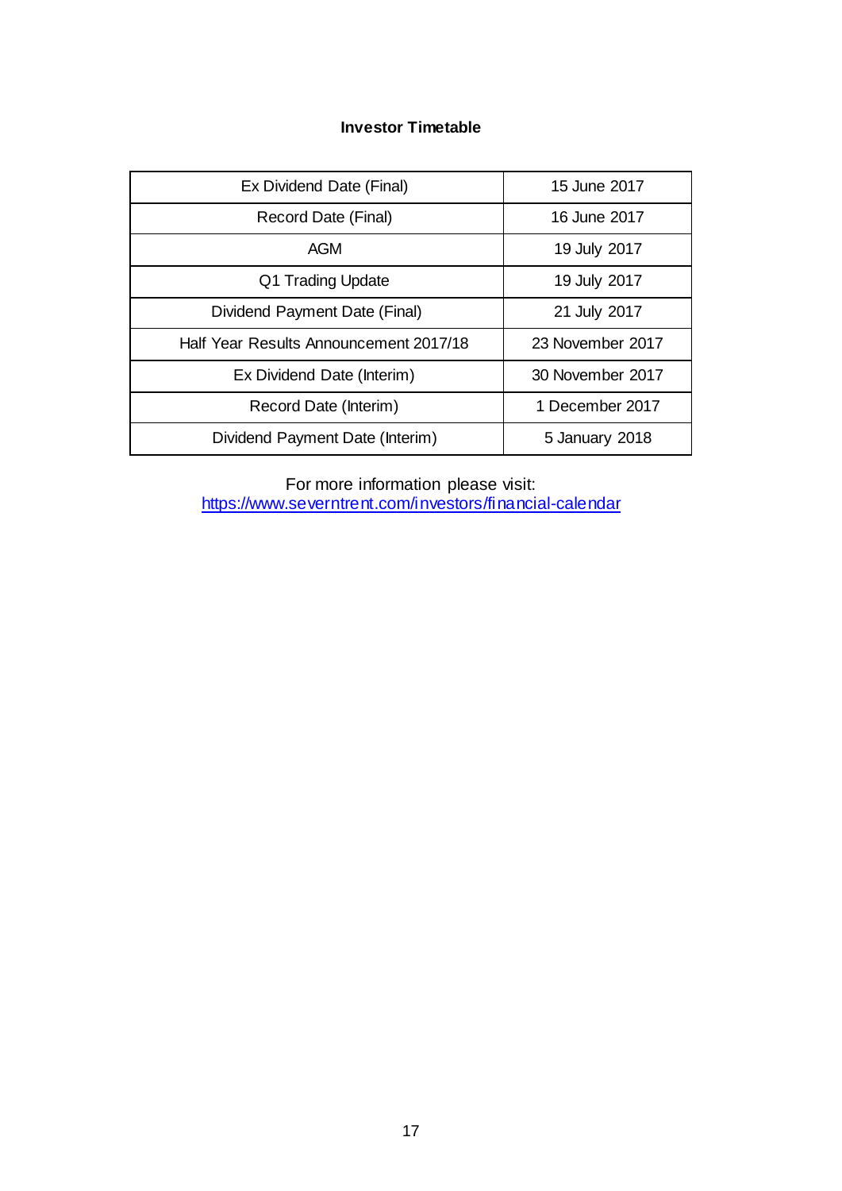## Investor Timetable

| | |
|---|---|
| Ex Dividend Date (Final) | 15 June 2017 |
| Record Date (Final) | 16 June 2017 |
| AGM | 19 July 2017 |
| Q1 Trading Update | 19 July 2017 |
| Dividend Payment Date (Final) | 21 July 2017 |
| Half Year Results Announcement 2017/18 | 23 November 2017 |
| Ex Dividend Date (Interim) | 30 November 2017 |
| Record Date (Interim) | 1 December 2017 |
| Dividend Payment Date (Interim) | 5 January 2018 |

For more information please visit:
https://www.severntrent.com/investors/financial-calendar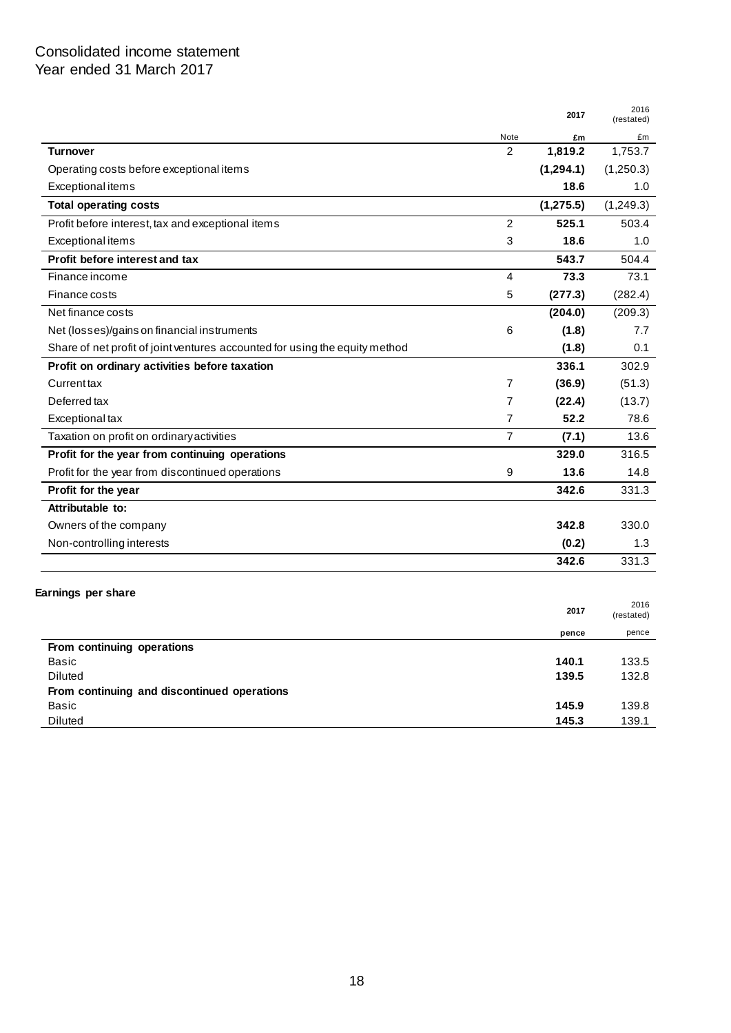# Consolidated income statement
Year ended 31 March 2017

| | Note | 2017<br>£m | 2016 (restated)<br>£m |
|---|---|---|---|
| **Turnover** | 2 | **1,819.2** | 1,753.7 |
| Operating costs before exceptional items | | **(1,294.1)** | (1,250.3) |
| Exceptional items | | **18.6** | 1.0 |
| **Total operating costs** | | **(1,275.5)** | (1,249.3) |
| Profit before interest, tax and exceptional items | 2 | **525.1** | 503.4 |
| Exceptional items | 3 | **18.6** | 1.0 |
| **Profit before interest and tax** | | **543.7** | 504.4 |
| Finance income | 4 | **73.3** | 73.1 |
| Finance costs | 5 | **(277.3)** | (282.4) |
| Net finance costs | | **(204.0)** | (209.3) |
| Net (losses)/gains on financial instruments | 6 | **(1.8)** | 7.7 |
| Share of net profit of joint ventures accounted for using the equity method | | **(1.8)** | 0.1 |
| **Profit on ordinary activities before taxation** | | **336.1** | 302.9 |
| Current tax | 7 | **(36.9)** | (51.3) |
| Deferred tax | 7 | **(22.4)** | (13.7) |
| Exceptional tax | 7 | **52.2** | 78.6 |
| Taxation on profit on ordinary activities | 7 | **(7.1)** | 13.6 |
| **Profit for the year from continuing operations** | | **329.0** | 316.5 |
| Profit for the year from discontinued operations | 9 | **13.6** | 14.8 |
| **Profit for the year** | | **342.6** | 331.3 |
| **Attributable to:** | | | |
| Owners of the company | | **342.8** | 330.0 |
| Non-controlling interests | | **(0.2)** | 1.3 |
| | | **342.6** | 331.3 |

**Earnings per share**

| | 2017<br>pence | 2016 (restated)<br>pence |
|---|---|---|
| **From continuing operations** | | |
| Basic | **140.1** | 133.5 |
| Diluted | **139.5** | 132.8 |
| **From continuing and discontinued operations** | | |
| Basic | **145.9** | 139.8 |
| Diluted | **145.3** | 139.1 |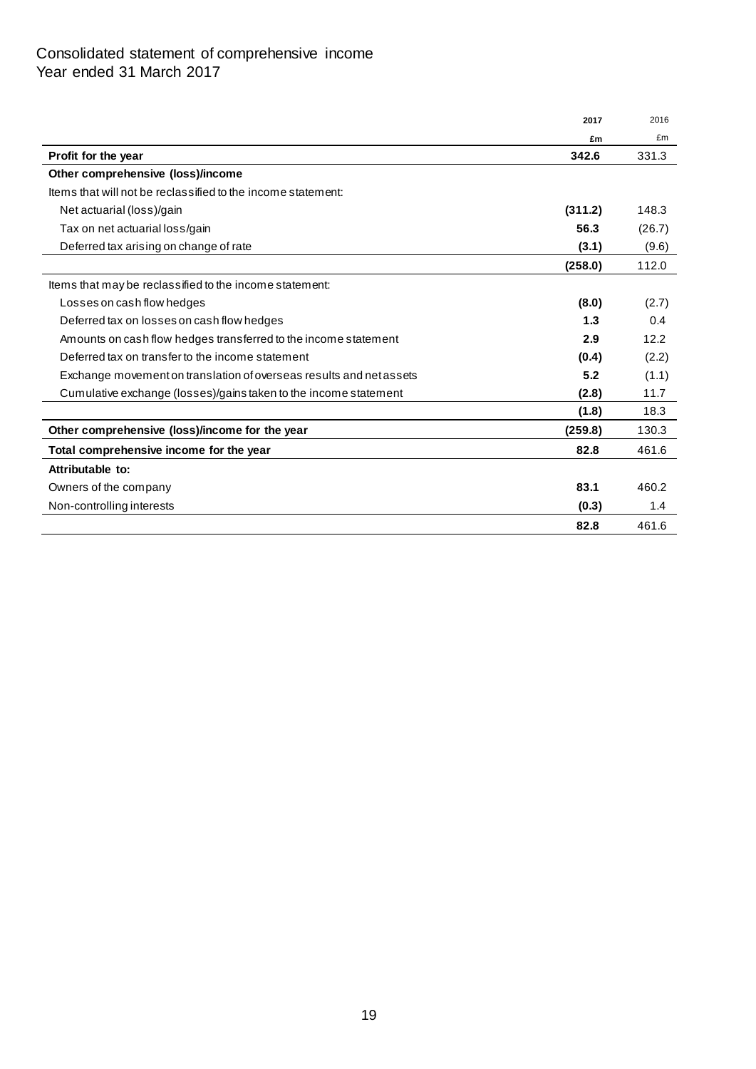Consolidated statement of comprehensive income
Year ended 31 March 2017

| | **2017** | 2016 |
|---|---|---|
| | **£m** | £m |
| **Profit for the year** | **342.6** | 331.3 |
| **Other comprehensive (loss)/income** | | |
| Items that will not be reclassified to the income statement: | | |
| Net actuarial (loss)/gain | **(311.2)** | 148.3 |
| Tax on net actuarial loss/gain | **56.3** | (26.7) |
| Deferred tax arising on change of rate | **(3.1)** | (9.6) |
| | **(258.0)** | 112.0 |
| Items that may be reclassified to the income statement: | | |
| Losses on cash flow hedges | **(8.0)** | (2.7) |
| Deferred tax on losses on cash flow hedges | **1.3** | 0.4 |
| Amounts on cash flow hedges transferred to the income statement | **2.9** | 12.2 |
| Deferred tax on transfer to the income statement | **(0.4)** | (2.2) |
| Exchange movement on translation of overseas results and net assets | **5.2** | (1.1) |
| Cumulative exchange (losses)/gains taken to the income statement | **(2.8)** | 11.7 |
| | **(1.8)** | 18.3 |
| **Other comprehensive (loss)/income for the year** | **(259.8)** | 130.3 |
| **Total comprehensive income for the year** | **82.8** | 461.6 |
| **Attributable to:** | | |
| Owners of the company | **83.1** | 460.2 |
| Non-controlling interests | **(0.3)** | 1.4 |
| | **82.8** | 461.6 |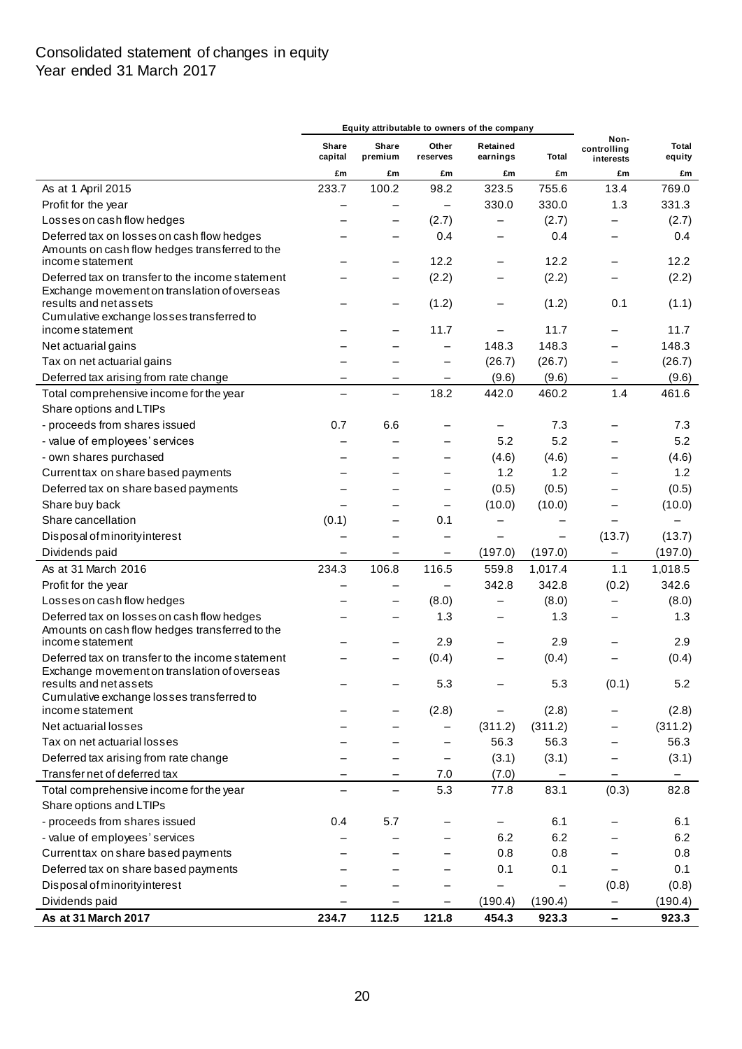# Consolidated statement of changes in equity
Year ended 31 March 2017

| | Equity attributable to owners of the company | | | | | | |
|---|---|---|---|---|---|---|---|
| | Share capital | Share premium | Other reserves | Retained earnings | Total | Non-controlling interests | Total equity |
| | £m | £m | £m | £m | £m | £m | £m |
| As at 1 April 2015 | 233.7 | 100.2 | 98.2 | 323.5 | 755.6 | 13.4 | 769.0 |
| Profit for the year | – | – | – | 330.0 | 330.0 | 1.3 | 331.3 |
| Losses on cash flow hedges | – | – | (2.7) | – | (2.7) | – | (2.7) |
| Deferred tax on losses on cash flow hedges | – | – | 0.4 | – | 0.4 | – | 0.4 |
| Amounts on cash flow hedges transferred to the income statement | – | – | 12.2 | – | 12.2 | – | 12.2 |
| Deferred tax on transfer to the income statement | – | – | (2.2) | – | (2.2) | – | (2.2) |
| Exchange movement on translation of overseas results and net assets | – | – | (1.2) | – | (1.2) | 0.1 | (1.1) |
| Cumulative exchange losses transferred to income statement | – | – | 11.7 | – | 11.7 | – | 11.7 |
| Net actuarial gains | – | – | – | 148.3 | 148.3 | – | 148.3 |
| Tax on net actuarial gains | – | – | – | (26.7) | (26.7) | – | (26.7) |
| Deferred tax arising from rate change | – | – | – | (9.6) | (9.6) | – | (9.6) |
| Total comprehensive income for the year | – | – | 18.2 | 442.0 | 460.2 | 1.4 | 461.6 |
| Share options and LTIPs | | | | | | | |
| - proceeds from shares issued | 0.7 | 6.6 | – | – | 7.3 | – | 7.3 |
| - value of employees' services | – | – | – | 5.2 | 5.2 | – | 5.2 |
| - own shares purchased | – | – | – | (4.6) | (4.6) | – | (4.6) |
| Current tax on share based payments | – | – | – | 1.2 | 1.2 | – | 1.2 |
| Deferred tax on share based payments | – | – | – | (0.5) | (0.5) | – | (0.5) |
| Share buy back | – | – | – | (10.0) | (10.0) | – | (10.0) |
| Share cancellation | (0.1) | – | 0.1 | – | – | – | – |
| Disposal of minority interest | – | – | – | – | – | (13.7) | (13.7) |
| Dividends paid | – | – | – | (197.0) | (197.0) | – | (197.0) |
| As at 31 March 2016 | 234.3 | 106.8 | 116.5 | 559.8 | 1,017.4 | 1.1 | 1,018.5 |
| Profit for the year | – | – | – | 342.8 | 342.8 | (0.2) | 342.6 |
| Losses on cash flow hedges | – | – | (8.0) | – | (8.0) | – | (8.0) |
| Deferred tax on losses on cash flow hedges | – | – | 1.3 | – | 1.3 | – | 1.3 |
| Amounts on cash flow hedges transferred to the income statement | – | – | 2.9 | – | 2.9 | – | 2.9 |
| Deferred tax on transfer to the income statement | – | – | (0.4) | – | (0.4) | – | (0.4) |
| Exchange movement on translation of overseas results and net assets | – | – | 5.3 | – | 5.3 | (0.1) | 5.2 |
| Cumulative exchange losses transferred to income statement | – | – | (2.8) | – | (2.8) | – | (2.8) |
| Net actuarial losses | – | – | – | (311.2) | (311.2) | – | (311.2) |
| Tax on net actuarial losses | – | – | – | 56.3 | 56.3 | – | 56.3 |
| Deferred tax arising from rate change | – | – | – | (3.1) | (3.1) | – | (3.1) |
| Transfer net of deferred tax | – | – | 7.0 | (7.0) | – | – | – |
| Total comprehensive income for the year | – | – | 5.3 | 77.8 | 83.1 | (0.3) | 82.8 |
| Share options and LTIPs | | | | | | | |
| - proceeds from shares issued | 0.4 | 5.7 | – | – | 6.1 | – | 6.1 |
| - value of employees' services | – | – | – | 6.2 | 6.2 | – | 6.2 |
| Current tax on share based payments | – | – | – | 0.8 | 0.8 | – | 0.8 |
| Deferred tax on share based payments | – | – | – | 0.1 | 0.1 | – | 0.1 |
| Disposal of minority interest | – | – | – | – | – | (0.8) | (0.8) |
| Dividends paid | – | – | – | (190.4) | (190.4) | – | (190.4) |
| **As at 31 March 2017** | **234.7** | **112.5** | **121.8** | **454.3** | **923.3** | **–** | **923.3** |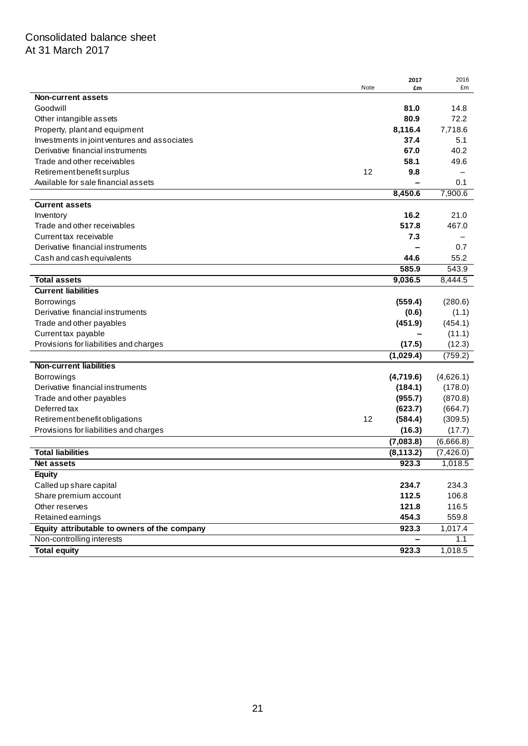Consolidated balance sheet
At 31 March 2017

| | Note | 2017 £m | 2016 £m |
|---|---|---|---|
| **Non-current assets** | | | |
| Goodwill | | **81.0** | 14.8 |
| Other intangible assets | | **80.9** | 72.2 |
| Property, plant and equipment | | **8,116.4** | 7,718.6 |
| Investments in joint ventures and associates | | **37.4** | 5.1 |
| Derivative financial instruments | | **67.0** | 40.2 |
| Trade and other receivables | | **58.1** | 49.6 |
| Retirement benefit surplus | 12 | **9.8** | – |
| Available for sale financial assets | | **–** | 0.1 |
| | | **8,450.6** | 7,900.6 |
| **Current assets** | | | |
| Inventory | | **16.2** | 21.0 |
| Trade and other receivables | | **517.8** | 467.0 |
| Current tax receivable | | **7.3** | – |
| Derivative financial instruments | | **–** | 0.7 |
| Cash and cash equivalents | | **44.6** | 55.2 |
| | | **585.9** | 543.9 |
| **Total assets** | | **9,036.5** | 8,444.5 |
| **Current liabilities** | | | |
| Borrowings | | **(559.4)** | (280.6) |
| Derivative financial instruments | | **(0.6)** | (1.1) |
| Trade and other payables | | **(451.9)** | (454.1) |
| Current tax payable | | **–** | (11.1) |
| Provisions for liabilities and charges | | **(17.5)** | (12.3) |
| | | **(1,029.4)** | (759.2) |
| **Non-current liabilities** | | | |
| Borrowings | | **(4,719.6)** | (4,626.1) |
| Derivative financial instruments | | **(184.1)** | (178.0) |
| Trade and other payables | | **(955.7)** | (870.8) |
| Deferred tax | | **(623.7)** | (664.7) |
| Retirement benefit obligations | 12 | **(584.4)** | (309.5) |
| Provisions for liabilities and charges | | **(16.3)** | (17.7) |
| | | **(7,083.8)** | (6,666.8) |
| **Total liabilities** | | **(8,113.2)** | (7,426.0) |
| **Net assets** | | **923.3** | 1,018.5 |
| **Equity** | | | |
| Called up share capital | | **234.7** | 234.3 |
| Share premium account | | **112.5** | 106.8 |
| Other reserves | | **121.8** | 116.5 |
| Retained earnings | | **454.3** | 559.8 |
| **Equity attributable to owners of the company** | | **923.3** | 1,017.4 |
| Non-controlling interests | | **–** | 1.1 |
| **Total equity** | | **923.3** | 1,018.5 |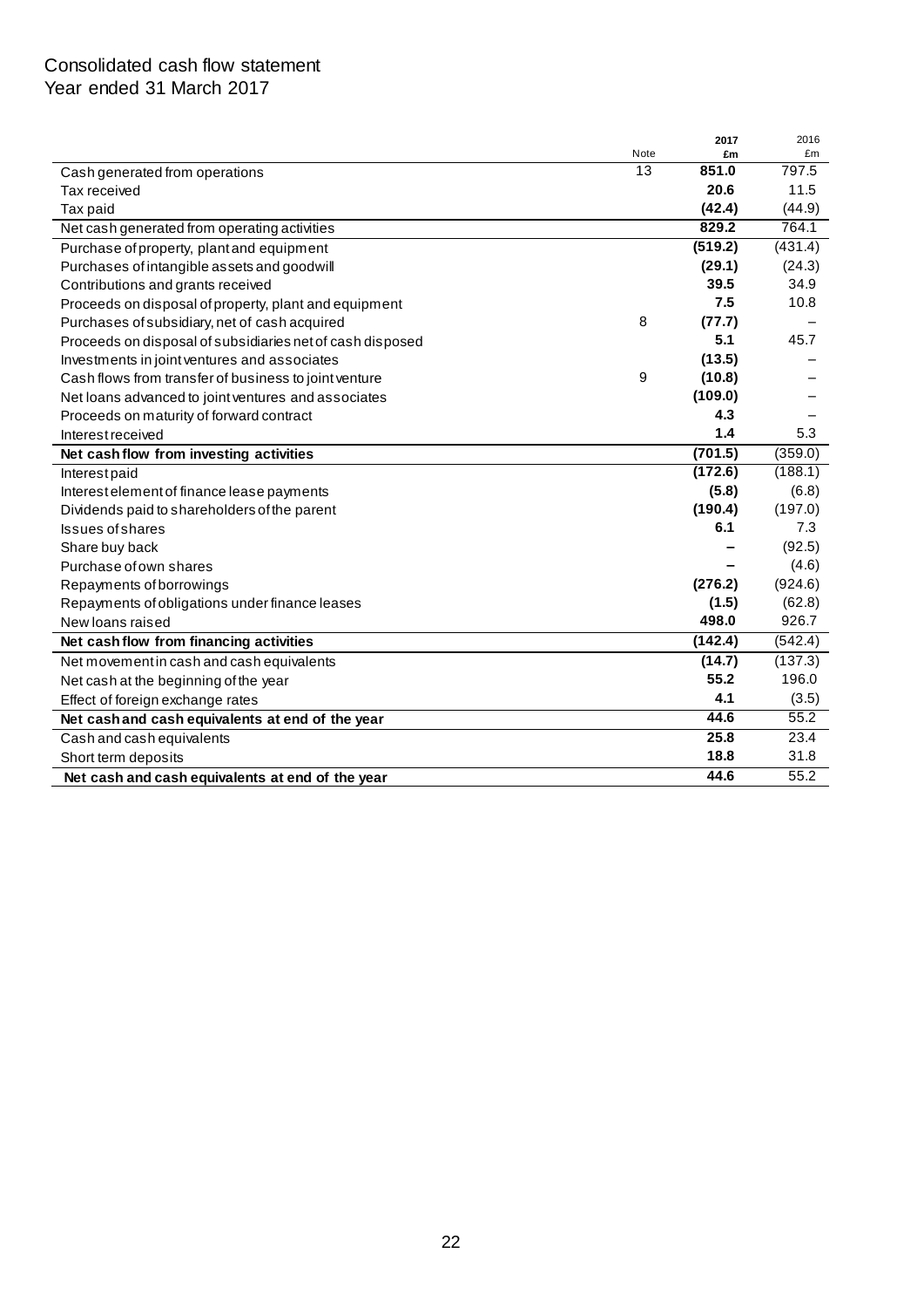# Consolidated cash flow statement
Year ended 31 March 2017

| | Note | 2017 £m | 2016 £m |
|---|---|---|---|
| Cash generated from operations | 13 | **851.0** | 797.5 |
| Tax received | | **20.6** | 11.5 |
| Tax paid | | **(42.4)** | (44.9) |
| Net cash generated from operating activities | | **829.2** | 764.1 |
| Purchase of property, plant and equipment | | **(519.2)** | (431.4) |
| Purchases of intangible assets and goodwill | | **(29.1)** | (24.3) |
| Contributions and grants received | | **39.5** | 34.9 |
| Proceeds on disposal of property, plant and equipment | | **7.5** | 10.8 |
| Purchases of subsidiary, net of cash acquired | 8 | **(77.7)** | – |
| Proceeds on disposal of subsidiaries net of cash disposed | | **5.1** | 45.7 |
| Investments in joint ventures and associates | | **(13.5)** | – |
| Cash flows from transfer of business to joint venture | 9 | **(10.8)** | – |
| Net loans advanced to joint ventures and associates | | **(109.0)** | – |
| Proceeds on maturity of forward contract | | **4.3** | – |
| Interest received | | **1.4** | 5.3 |
| **Net cash flow from investing activities** | | **(701.5)** | (359.0) |
| Interest paid | | **(172.6)** | (188.1) |
| Interest element of finance lease payments | | **(5.8)** | (6.8) |
| Dividends paid to shareholders of the parent | | **(190.4)** | (197.0) |
| Issues of shares | | **6.1** | 7.3 |
| Share buy back | | **–** | (92.5) |
| Purchase of own shares | | **–** | (4.6) |
| Repayments of borrowings | | **(276.2)** | (924.6) |
| Repayments of obligations under finance leases | | **(1.5)** | (62.8) |
| New loans raised | | **498.0** | 926.7 |
| **Net cash flow from financing activities** | | **(142.4)** | (542.4) |
| Net movement in cash and cash equivalents | | **(14.7)** | (137.3) |
| Net cash at the beginning of the year | | **55.2** | 196.0 |
| Effect of foreign exchange rates | | **4.1** | (3.5) |
| **Net cash and cash equivalents at end of the year** | | **44.6** | 55.2 |
| Cash and cash equivalents | | **25.8** | 23.4 |
| Short term deposits | | **18.8** | 31.8 |
| **Net cash and cash equivalents at end of the year** | | **44.6** | 55.2 |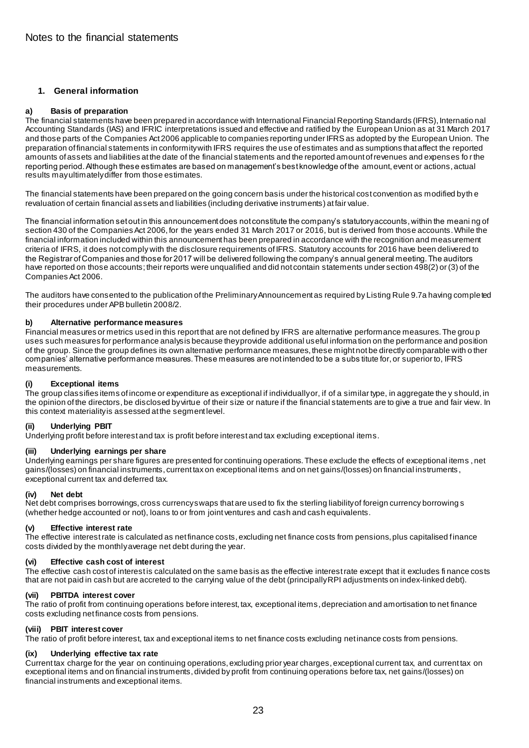# Notes to the financial statements

## 1. General information

### a) Basis of preparation

The financial statements have been prepared in accordance with International Financial Reporting Standards (IFRS), International Accounting Standards (IAS) and IFRIC interpretations issued and effective and ratified by the European Union as at 31 March 2017 and those parts of the Companies Act 2006 applicable to companies reporting under IFRS as adopted by the European Union. The preparation of financial statements in conformity with IFRS requires the use of estimates and assumptions that affect the reported amounts of assets and liabilities at the date of the financial statements and the reported amount of revenues and expenses for the reporting period. Although these estimates are based on management's best knowledge of the amount, event or actions, actual results may ultimately differ from those estimates.

The financial statements have been prepared on the going concern basis under the historical cost convention as modified by the revaluation of certain financial assets and liabilities (including derivative instruments) at fair value.

The financial information set out in this announcement does not constitute the company's statutory accounts, within the meaning of section 430 of the Companies Act 2006, for the years ended 31 March 2017 or 2016, but is derived from those accounts. While the financial information included within this announcement has been prepared in accordance with the recognition and measurement criteria of IFRS, it does not comply with the disclosure requirements of IFRS. Statutory accounts for 2016 have been delivered to the Registrar of Companies and those for 2017 will be delivered following the company's annual general meeting. The auditors have reported on those accounts; their reports were unqualified and did not contain statements under section 498(2) or (3) of the Companies Act 2006.

The auditors have consented to the publication of the Preliminary Announcement as required by Listing Rule 9.7a having completed their procedures under APB bulletin 2008/2.

### b) Alternative performance measures

Financial measures or metrics used in this report that are not defined by IFRS are alternative performance measures. The group uses such measures for performance analysis because they provide additional useful information on the performance and position of the group. Since the group defines its own alternative performance measures, these might not be directly comparable with other companies' alternative performance measures. These measures are not intended to be a substitute for, or superior to, IFRS measurements.

#### (i) Exceptional items

The group classifies items of income or expenditure as exceptional if individually or, if of a similar type, in aggregate they should, in the opinion of the directors, be disclosed by virtue of their size or nature if the financial statements are to give a true and fair view. In this context materiality is assessed at the segment level.

#### (ii) Underlying PBIT

Underlying profit before interest and tax is profit before interest and tax excluding exceptional items.

#### (iii) Underlying earnings per share

Underlying earnings per share figures are presented for continuing operations. These exclude the effects of exceptional items, net gains/(losses) on financial instruments, current tax on exceptional items and on net gains/(losses) on financial instruments, exceptional current tax and deferred tax.

#### (iv) Net debt

Net debt comprises borrowings, cross currency swaps that are used to fix the sterling liability of foreign currency borrowings (whether hedge accounted or not), loans to or from joint ventures and cash and cash equivalents.

#### (v) Effective interest rate

The effective interest rate is calculated as net finance costs, excluding net finance costs from pensions, plus capitalised finance costs divided by the monthly average net debt during the year.

#### (vi) Effective cash cost of interest

The effective cash cost of interest is calculated on the same basis as the effective interest rate except that it excludes finance costs that are not paid in cash but are accreted to the carrying value of the debt (principally RPI adjustments on index-linked debt).

#### (vii) PBITDA interest cover

The ratio of profit from continuing operations before interest, tax, exceptional items, depreciation and amortisation to net finance costs excluding net finance costs from pensions.

#### (viii) PBIT interest cover

The ratio of profit before interest, tax and exceptional items to net finance costs excluding net inance costs from pensions.

#### (ix) Underlying effective tax rate

Current tax charge for the year on continuing operations, excluding prior year charges, exceptional current tax, and current tax on exceptional items and on financial instruments, divided by profit from continuing operations before tax, net gains/(losses) on financial instruments and exceptional items.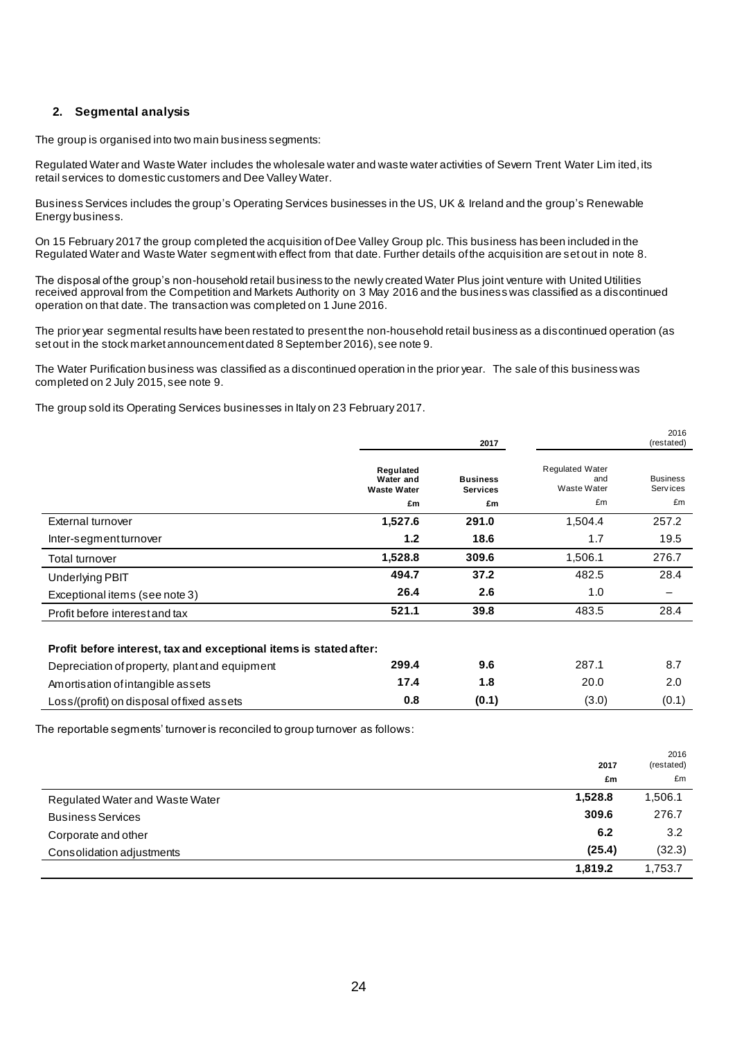## 2. Segmental analysis

The group is organised into two main business segments:

Regulated Water and Waste Water includes the wholesale water and waste water activities of Severn Trent Water Limited, its retail services to domestic customers and Dee Valley Water.

Business Services includes the group's Operating Services businesses in the US, UK & Ireland and the group's Renewable Energy business.

On 15 February 2017 the group completed the acquisition of Dee Valley Group plc. This business has been included in the Regulated Water and Waste Water segment with effect from that date. Further details of the acquisition are set out in note 8.

The disposal of the group's non-household retail business to the newly created Water Plus joint venture with United Utilities received approval from the Competition and Markets Authority on 3 May 2016 and the business was classified as a discontinued operation on that date. The transaction was completed on 1 June 2016.

The prior year segmental results have been restated to present the non-household retail business as a discontinued operation (as set out in the stock market announcement dated 8 September 2016), see note 9.

The Water Purification business was classified as a discontinued operation in the prior year. The sale of this business was completed on 2 July 2015, see note 9.

The group sold its Operating Services businesses in Italy on 23 February 2017.

| | **2017** | | 2016 (restated) | |
|---|---|---|---|---|
| | **Regulated Water and Waste Water** | **Business Services** | Regulated Water and Waste Water | Business Services |
| | **£m** | **£m** | £m | £m |
| External turnover | **1,527.6** | **291.0** | 1,504.4 | 257.2 |
| Inter-segment turnover | **1.2** | **18.6** | 1.7 | 19.5 |
| Total turnover | **1,528.8** | **309.6** | 1,506.1 | 276.7 |
| Underlying PBIT | **494.7** | **37.2** | 482.5 | 28.4 |
| Exceptional items (see note 3) | **26.4** | **2.6** | 1.0 | – |
| Profit before interest and tax | **521.1** | **39.8** | 483.5 | 28.4 |
| **Profit before interest, tax and exceptional items is stated after:** | | | | |
| Depreciation of property, plant and equipment | **299.4** | **9.6** | 287.1 | 8.7 |
| Amortisation of intangible assets | **17.4** | **1.8** | 20.0 | 2.0 |
| Loss/(profit) on disposal of fixed assets | **0.8** | **(0.1)** | (3.0) | (0.1) |

The reportable segments' turnover is reconciled to group turnover as follows:

| | **2017** | 2016 (restated) |
|---|---|---|
| | **£m** | £m |
| Regulated Water and Waste Water | **1,528.8** | 1,506.1 |
| Business Services | **309.6** | 276.7 |
| Corporate and other | **6.2** | 3.2 |
| Consolidation adjustments | **(25.4)** | (32.3) |
| | **1,819.2** | 1,753.7 |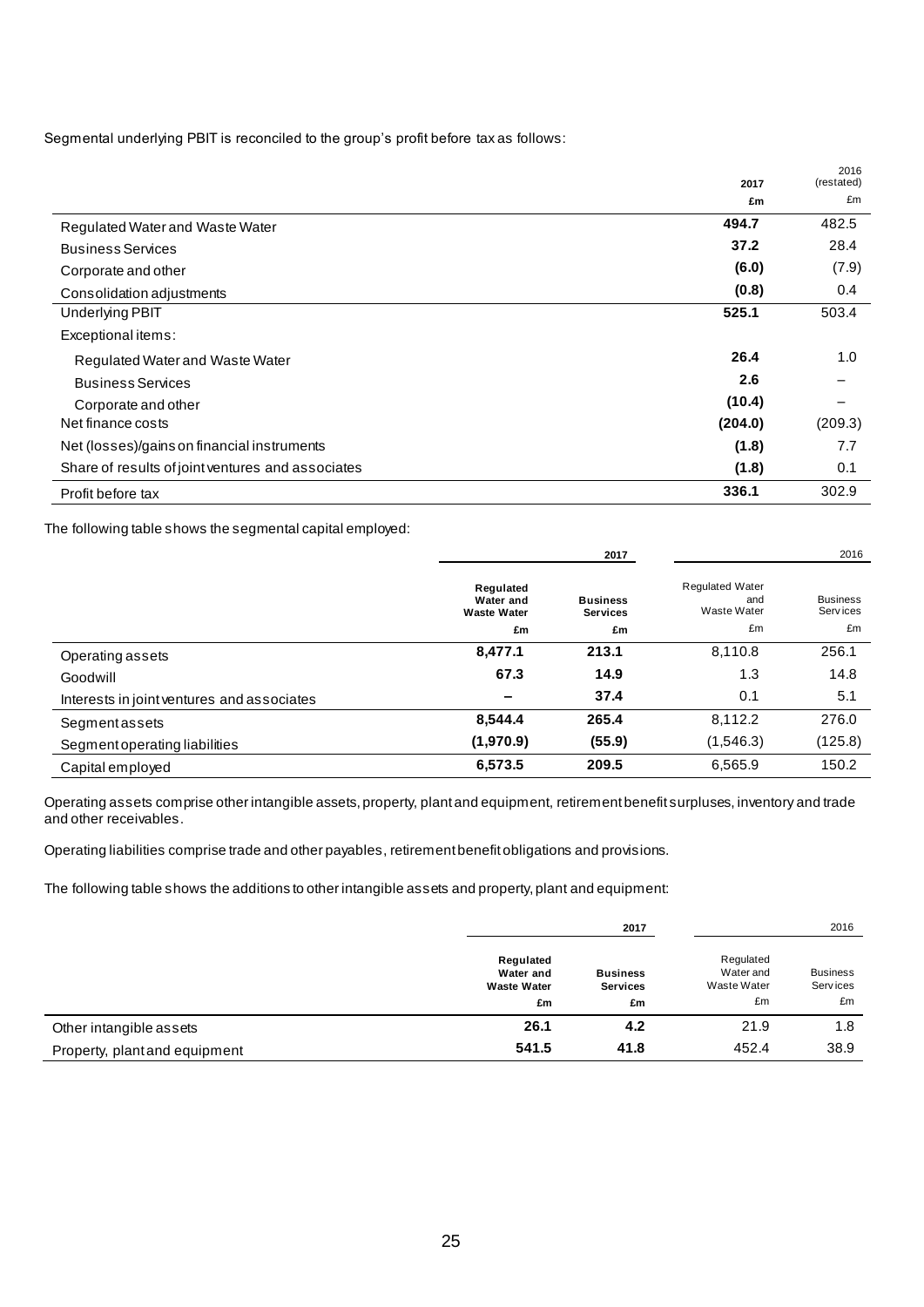Segmental underlying PBIT is reconciled to the group's profit before tax as follows:

| | 2017 £m | 2016 (restated) £m |
|---|---|---|
| Regulated Water and Waste Water | **494.7** | 482.5 |
| Business Services | **37.2** | 28.4 |
| Corporate and other | **(6.0)** | (7.9) |
| Consolidation adjustments | **(0.8)** | 0.4 |
| Underlying PBIT | **525.1** | 503.4 |
| Exceptional items: | | |
| Regulated Water and Waste Water | **26.4** | 1.0 |
| Business Services | **2.6** | – |
| Corporate and other | **(10.4)** | – |
| Net finance costs | **(204.0)** | (209.3) |
| Net (losses)/gains on financial instruments | **(1.8)** | 7.7 |
| Share of results of joint ventures and associates | **(1.8)** | 0.1 |
| Profit before tax | **336.1** | 302.9 |

The following table shows the segmental capital employed:

| | 2017 | | 2016 | |
|---|---|---|---|---|
| | **Regulated Water and Waste Water £m** | **Business Services £m** | Regulated Water and Waste Water £m | Business Services £m |
| Operating assets | **8,477.1** | **213.1** | 8,110.8 | 256.1 |
| Goodwill | **67.3** | **14.9** | 1.3 | 14.8 |
| Interests in joint ventures and associates | **–** | **37.4** | 0.1 | 5.1 |
| Segment assets | **8,544.4** | **265.4** | 8,112.2 | 276.0 |
| Segment operating liabilities | **(1,970.9)** | **(55.9)** | (1,546.3) | (125.8) |
| Capital employed | **6,573.5** | **209.5** | 6,565.9 | 150.2 |

Operating assets comprise other intangible assets, property, plant and equipment, retirement benefit surpluses, inventory and trade and other receivables.

Operating liabilities comprise trade and other payables, retirement benefit obligations and provisions.

The following table shows the additions to other intangible assets and property, plant and equipment:

| | 2017 | | 2016 | |
|---|---|---|---|---|
| | **Regulated Water and Waste Water £m** | **Business Services £m** | Regulated Water and Waste Water £m | Business Services £m |
| Other intangible assets | **26.1** | **4.2** | 21.9 | 1.8 |
| Property, plant and equipment | **541.5** | **41.8** | 452.4 | 38.9 |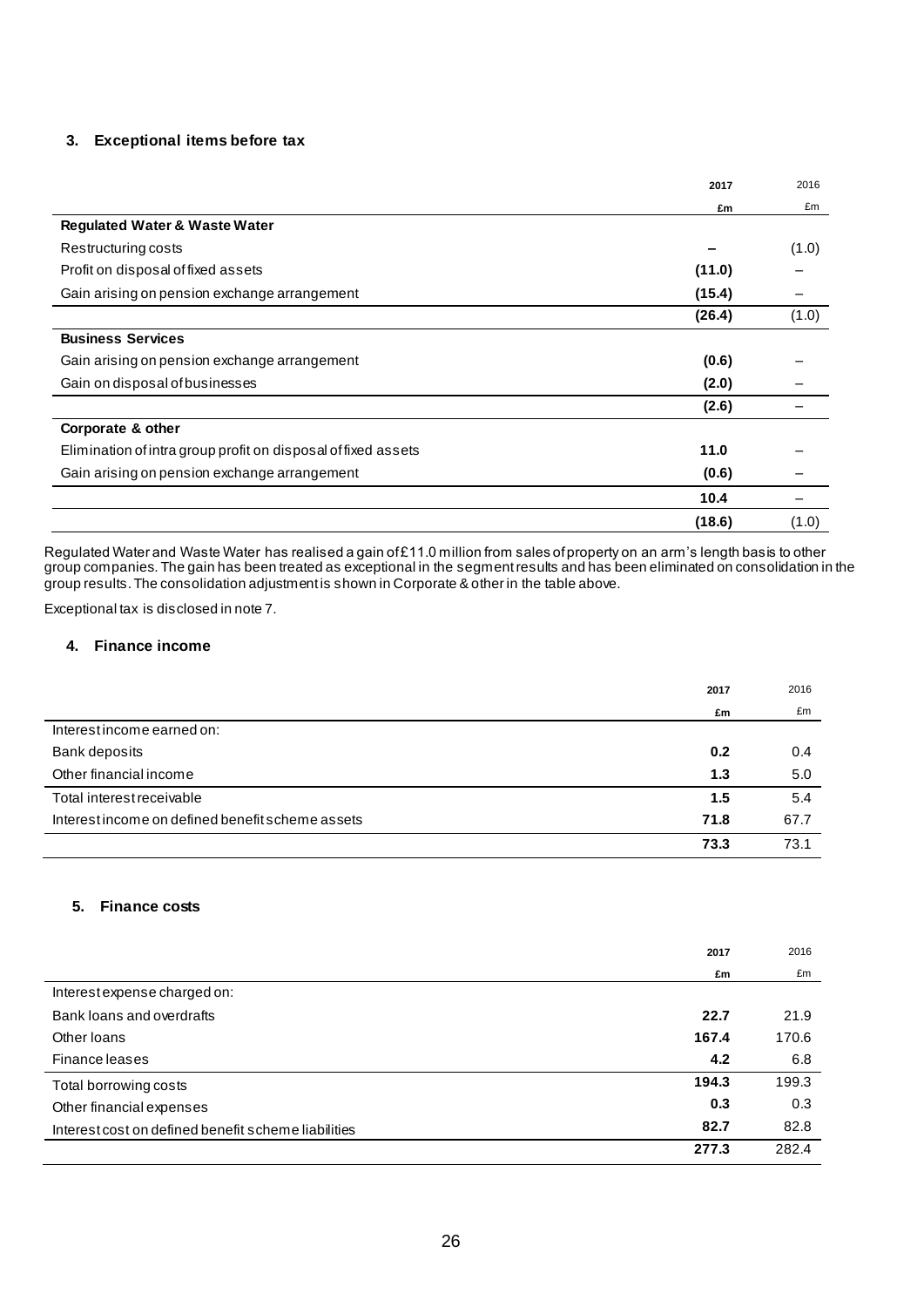### 3. Exceptional items before tax

| | 2017 | 2016 |
|---|---|---|
| | £m | £m |
| **Regulated Water & Waste Water** | | |
| Restructuring costs | – | (1.0) |
| Profit on disposal of fixed assets | (11.0) | – |
| Gain arising on pension exchange arrangement | (15.4) | – |
| | (26.4) | (1.0) |
| **Business Services** | | |
| Gain arising on pension exchange arrangement | (0.6) | – |
| Gain on disposal of businesses | (2.0) | – |
| | (2.6) | – |
| **Corporate & other** | | |
| Elimination of intra group profit on disposal of fixed assets | 11.0 | – |
| Gain arising on pension exchange arrangement | (0.6) | – |
| | 10.4 | – |
| | (18.6) | (1.0) |

Regulated Water and Waste Water has realised a gain of £11.0 million from sales of property on an arm's length basis to other group companies. The gain has been treated as exceptional in the segment results and has been eliminated on consolidation in the group results. The consolidation adjustment is shown in Corporate & other in the table above.

Exceptional tax is disclosed in note 7.

### 4. Finance income

| | 2017 | 2016 |
|---|---|---|
| | £m | £m |
| Interest income earned on: | | |
| Bank deposits | 0.2 | 0.4 |
| Other financial income | 1.3 | 5.0 |
| Total interest receivable | 1.5 | 5.4 |
| Interest income on defined benefit scheme assets | 71.8 | 67.7 |
| | 73.3 | 73.1 |

### 5. Finance costs

| | 2017 | 2016 |
|---|---|---|
| | £m | £m |
| Interest expense charged on: | | |
| Bank loans and overdrafts | 22.7 | 21.9 |
| Other loans | 167.4 | 170.6 |
| Finance leases | 4.2 | 6.8 |
| Total borrowing costs | 194.3 | 199.3 |
| Other financial expenses | 0.3 | 0.3 |
| Interest cost on defined benefit scheme liabilities | 82.7 | 82.8 |
| | 277.3 | 282.4 |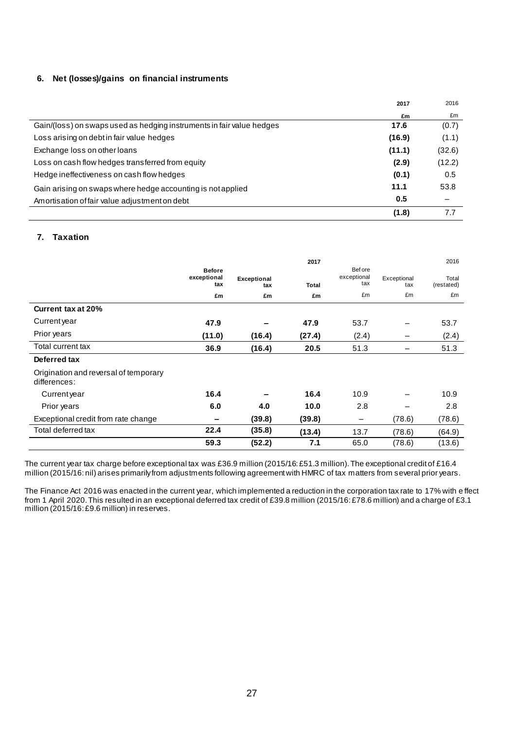## 6. Net (losses)/gains on financial instruments

| | 2017 | 2016 |
|---|---|---|
| | £m | £m |
| Gain/(loss) on swaps used as hedging instruments in fair value hedges | **17.6** | (0.7) |
| Loss arising on debt in fair value hedges | **(16.9)** | (1.1) |
| Exchange loss on other loans | **(11.1)** | (32.6) |
| Loss on cash flow hedges transferred from equity | **(2.9)** | (12.2) |
| Hedge ineffectiveness on cash flow hedges | **(0.1)** | 0.5 |
| Gain arising on swaps where hedge accounting is not applied | **11.1** | 53.8 |
| Amortisation of fair value adjustment on debt | **0.5** | – |
| | **(1.8)** | 7.7 |

## 7. Taxation

| | 2017 | | | 2016 | | |
|---|---|---|---|---|---|---|
| | **Before exceptional tax** | **Exceptional tax** | **Total** | Before exceptional tax | Exceptional tax | Total (restated) |
| | £m | £m | £m | £m | £m | £m |
| **Current tax at 20%** | | | | | | |
| Current year | **47.9** | **–** | **47.9** | 53.7 | – | 53.7 |
| Prior years | **(11.0)** | **(16.4)** | **(27.4)** | (2.4) | – | (2.4) |
| Total current tax | **36.9** | **(16.4)** | **20.5** | 51.3 | – | 51.3 |
| **Deferred tax** | | | | | | |
| Origination and reversal of temporary differences: | | | | | | |
| Current year | **16.4** | **–** | **16.4** | 10.9 | – | 10.9 |
| Prior years | **6.0** | **4.0** | **10.0** | 2.8 | – | 2.8 |
| Exceptional credit from rate change | **–** | **(39.8)** | **(39.8)** | – | (78.6) | (78.6) |
| Total deferred tax | **22.4** | **(35.8)** | **(13.4)** | 13.7 | (78.6) | (64.9) |
| | **59.3** | **(52.2)** | **7.1** | 65.0 | (78.6) | (13.6) |

The current year tax charge before exceptional tax was £36.9 million (2015/16: £51.3 million). The exceptional credit of £16.4 million (2015/16: nil) arises primarily from adjustments following agreement with HMRC of tax matters from several prior years.

The Finance Act 2016 was enacted in the current year, which implemented a reduction in the corporation tax rate to 17% with effect from 1 April 2020. This resulted in an exceptional deferred tax credit of £39.8 million (2015/16: £78.6 million) and a charge of £3.1 million (2015/16: £9.6 million) in reserves.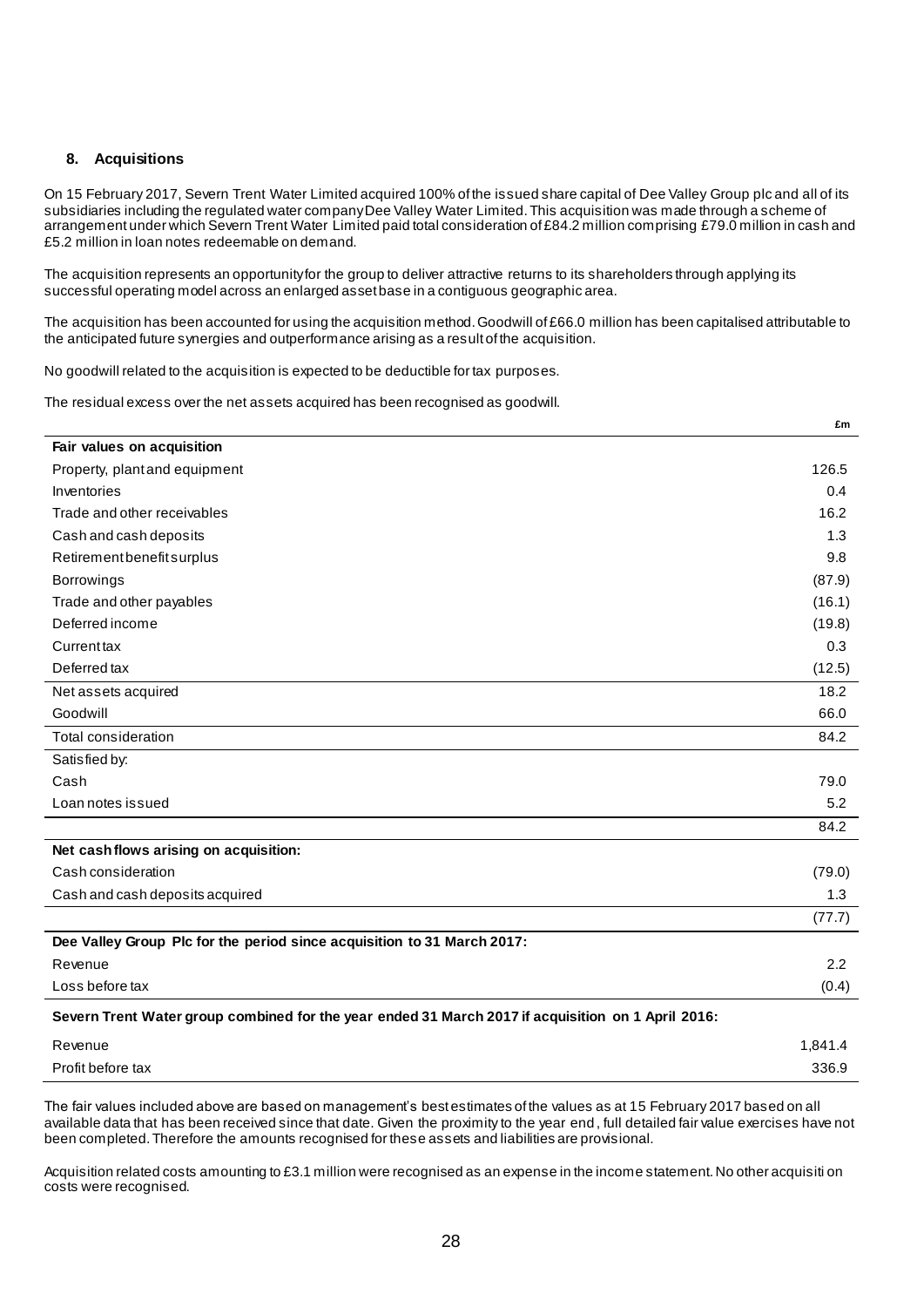## 8. Acquisitions

On 15 February 2017, Severn Trent Water Limited acquired 100% of the issued share capital of Dee Valley Group plc and all of its subsidiaries including the regulated water company Dee Valley Water Limited. This acquisition was made through a scheme of arrangement under which Severn Trent Water Limited paid total consideration of £84.2 million comprising £79.0 million in cash and £5.2 million in loan notes redeemable on demand.

The acquisition represents an opportunity for the group to deliver attractive returns to its shareholders through applying its successful operating model across an enlarged asset base in a contiguous geographic area.

The acquisition has been accounted for using the acquisition method. Goodwill of £66.0 million has been capitalised attributable to the anticipated future synergies and outperformance arising as a result of the acquisition.

No goodwill related to the acquisition is expected to be deductible for tax purposes.

The residual excess over the net assets acquired has been recognised as goodwill.

| | £m |
|---|---|
| **Fair values on acquisition** | |
| Property, plant and equipment | 126.5 |
| Inventories | 0.4 |
| Trade and other receivables | 16.2 |
| Cash and cash deposits | 1.3 |
| Retirement benefit surplus | 9.8 |
| Borrowings | (87.9) |
| Trade and other payables | (16.1) |
| Deferred income | (19.8) |
| Current tax | 0.3 |
| Deferred tax | (12.5) |
| Net assets acquired | 18.2 |
| Goodwill | 66.0 |
| Total consideration | 84.2 |
| Satisfied by: | |
| Cash | 79.0 |
| Loan notes issued | 5.2 |
| | 84.2 |
| **Net cash flows arising on acquisition:** | |
| Cash consideration | (79.0) |
| Cash and cash deposits acquired | 1.3 |
| | (77.7) |
| **Dee Valley Group Plc for the period since acquisition to 31 March 2017:** | |
| Revenue | 2.2 |
| Loss before tax | (0.4) |
| **Severn Trent Water group combined for the year ended 31 March 2017 if acquisition on 1 April 2016:** | |
| Revenue | 1,841.4 |
| Profit before tax | 336.9 |

The fair values included above are based on management's best estimates of the values as at 15 February 2017 based on all available data that has been received since that date. Given the proximity to the year end, full detailed fair value exercises have not been completed. Therefore the amounts recognised for these assets and liabilities are provisional.

Acquisition related costs amounting to £3.1 million were recognised as an expense in the income statement. No other acquisition costs were recognised.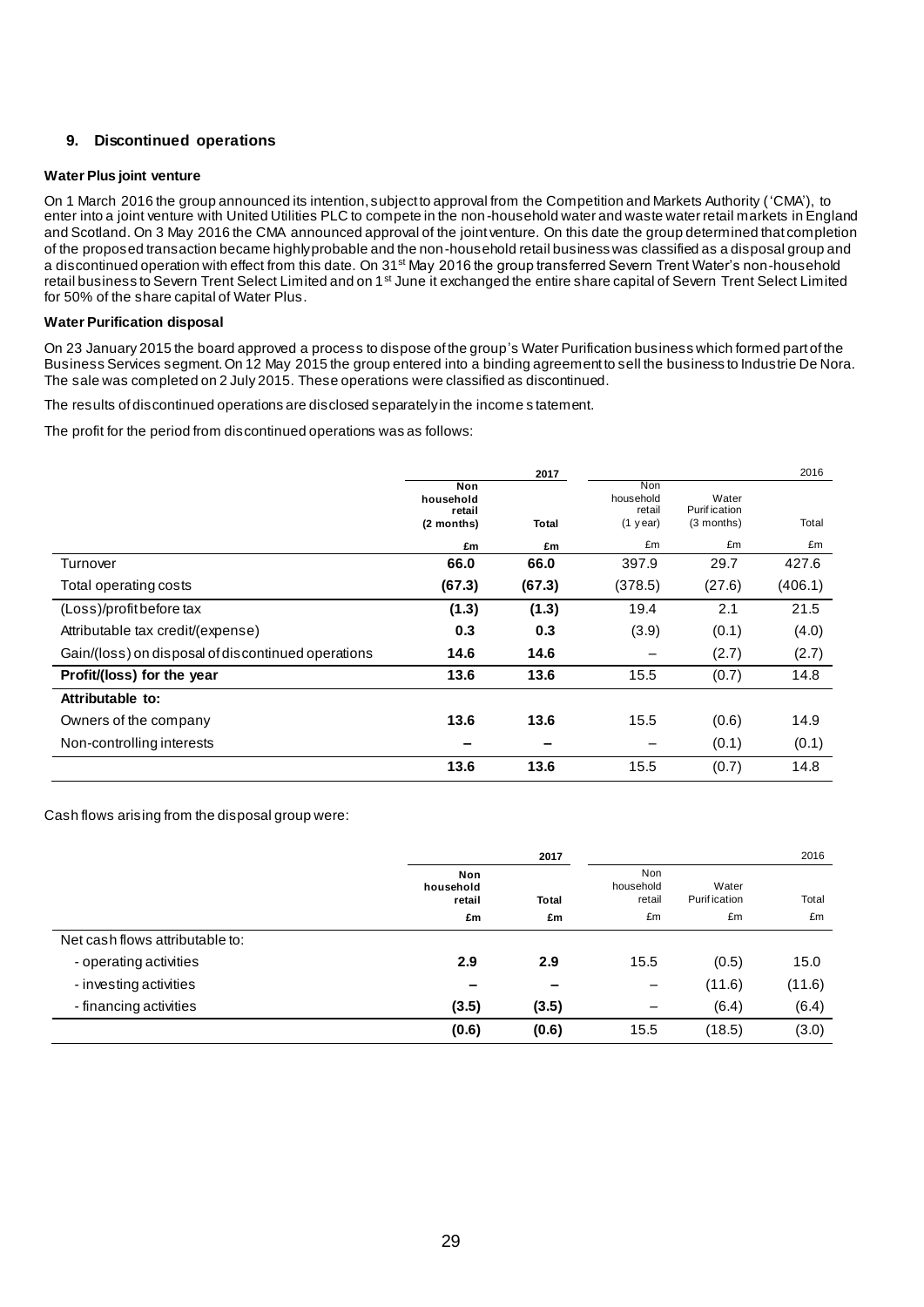## 9. Discontinued operations

### Water Plus joint venture

On 1 March 2016 the group announced its intention, subject to approval from the Competition and Markets Authority ('CMA'), to enter into a joint venture with United Utilities PLC to compete in the non-household water and waste water retail markets in England and Scotland. On 3 May 2016 the CMA announced approval of the joint venture. On this date the group determined that completion of the proposed transaction became highly probable and the non-household retail business was classified as a disposal group and a discontinued operation with effect from this date. On 31st May 2016 the group transferred Severn Trent Water's non-household retail business to Severn Trent Select Limited and on 1st June it exchanged the entire share capital of Severn Trent Select Limited for 50% of the share capital of Water Plus.

### Water Purification disposal

On 23 January 2015 the board approved a process to dispose of the group's Water Purification business which formed part of the Business Services segment. On 12 May 2015 the group entered into a binding agreement to sell the business to Industrie De Nora. The sale was completed on 2 July 2015. These operations were classified as discontinued.

The results of discontinued operations are disclosed separately in the income statement.

The profit for the period from discontinued operations was as follows:

| | 2017 | | 2016 | | |
|---|---|---|---|---|---|
| | **Non household retail (2 months)** | **Total** | Non household retail (1 year) | Water Purification (3 months) | Total |
| | **£m** | **£m** | £m | £m | £m |
| Turnover | **66.0** | **66.0** | 397.9 | 29.7 | 427.6 |
| Total operating costs | **(67.3)** | **(67.3)** | (378.5) | (27.6) | (406.1) |
| (Loss)/profit before tax | **(1.3)** | **(1.3)** | 19.4 | 2.1 | 21.5 |
| Attributable tax credit/(expense) | **0.3** | **0.3** | (3.9) | (0.1) | (4.0) |
| Gain/(loss) on disposal of discontinued operations | **14.6** | **14.6** | – | (2.7) | (2.7) |
| **Profit/(loss) for the year** | **13.6** | **13.6** | 15.5 | (0.7) | 14.8 |
| **Attributable to:** | | | | | |
| Owners of the company | **13.6** | **13.6** | 15.5 | (0.6) | 14.9 |
| Non-controlling interests | **–** | **–** | – | (0.1) | (0.1) |
| | **13.6** | **13.6** | 15.5 | (0.7) | 14.8 |

Cash flows arising from the disposal group were:

| | 2017 | | 2016 | | |
|---|---|---|---|---|---|
| | **Non household retail** | **Total** | Non household retail | Water Purification | Total |
| | **£m** | **£m** | £m | £m | £m |
| Net cash flows attributable to: | | | | | |
| - operating activities | **2.9** | **2.9** | 15.5 | (0.5) | 15.0 |
| - investing activities | **–** | **–** | – | (11.6) | (11.6) |
| - financing activities | **(3.5)** | **(3.5)** | – | (6.4) | (6.4) |
| | **(0.6)** | **(0.6)** | 15.5 | (18.5) | (3.0) |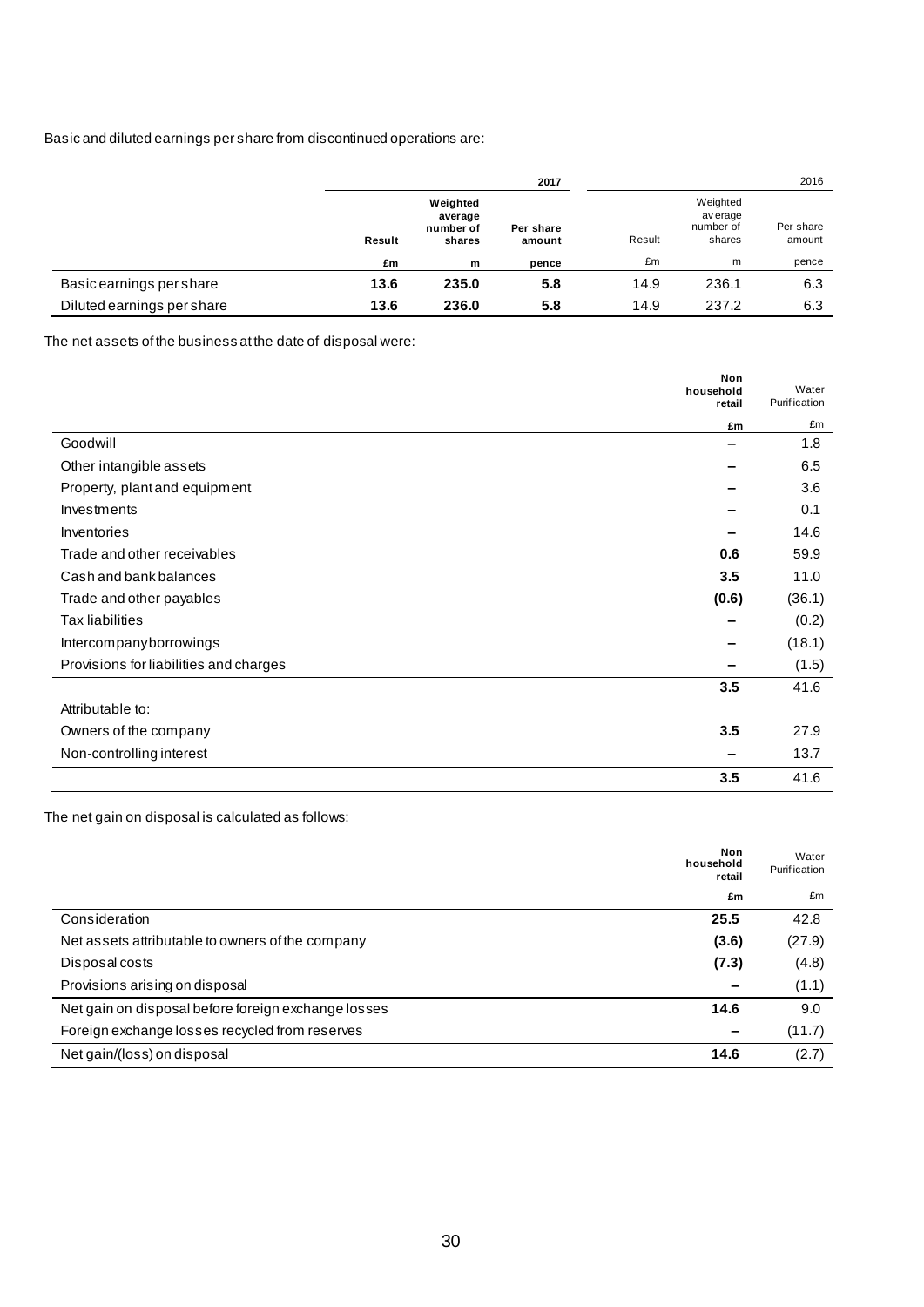Basic and diluted earnings per share from discontinued operations are:

| | 2017 | | | 2016 | | |
|---|---|---|---|---|---|---|
| | **Result** | **Weighted average number of shares** | **Per share amount** | Result | Weighted average number of shares | Per share amount |
| | **£m** | **m** | **pence** | £m | m | pence |
| Basic earnings per share | **13.6** | **235.0** | **5.8** | 14.9 | 236.1 | 6.3 |
| Diluted earnings per share | **13.6** | **236.0** | **5.8** | 14.9 | 237.2 | 6.3 |

The net assets of the business at the date of disposal were:

| | **Non household retail** | Water Purification |
|---|---|---|
| | **£m** | £m |
| Goodwill | **–** | 1.8 |
| Other intangible assets | **–** | 6.5 |
| Property, plant and equipment | **–** | 3.6 |
| Investments | **–** | 0.1 |
| Inventories | **–** | 14.6 |
| Trade and other receivables | **0.6** | 59.9 |
| Cash and bank balances | **3.5** | 11.0 |
| Trade and other payables | **(0.6)** | (36.1) |
| Tax liabilities | **–** | (0.2) |
| Intercompany borrowings | **–** | (18.1) |
| Provisions for liabilities and charges | **–** | (1.5) |
| | **3.5** | 41.6 |
| Attributable to: | | |
| Owners of the company | **3.5** | 27.9 |
| Non-controlling interest | **–** | 13.7 |
| | **3.5** | 41.6 |

The net gain on disposal is calculated as follows:

| | **Non household retail** | Water Purification |
|---|---|---|
| | **£m** | £m |
| Consideration | **25.5** | 42.8 |
| Net assets attributable to owners of the company | **(3.6)** | (27.9) |
| Disposal costs | **(7.3)** | (4.8) |
| Provisions arising on disposal | **–** | (1.1) |
| Net gain on disposal before foreign exchange losses | **14.6** | 9.0 |
| Foreign exchange losses recycled from reserves | **–** | (11.7) |
| Net gain/(loss) on disposal | **14.6** | (2.7) |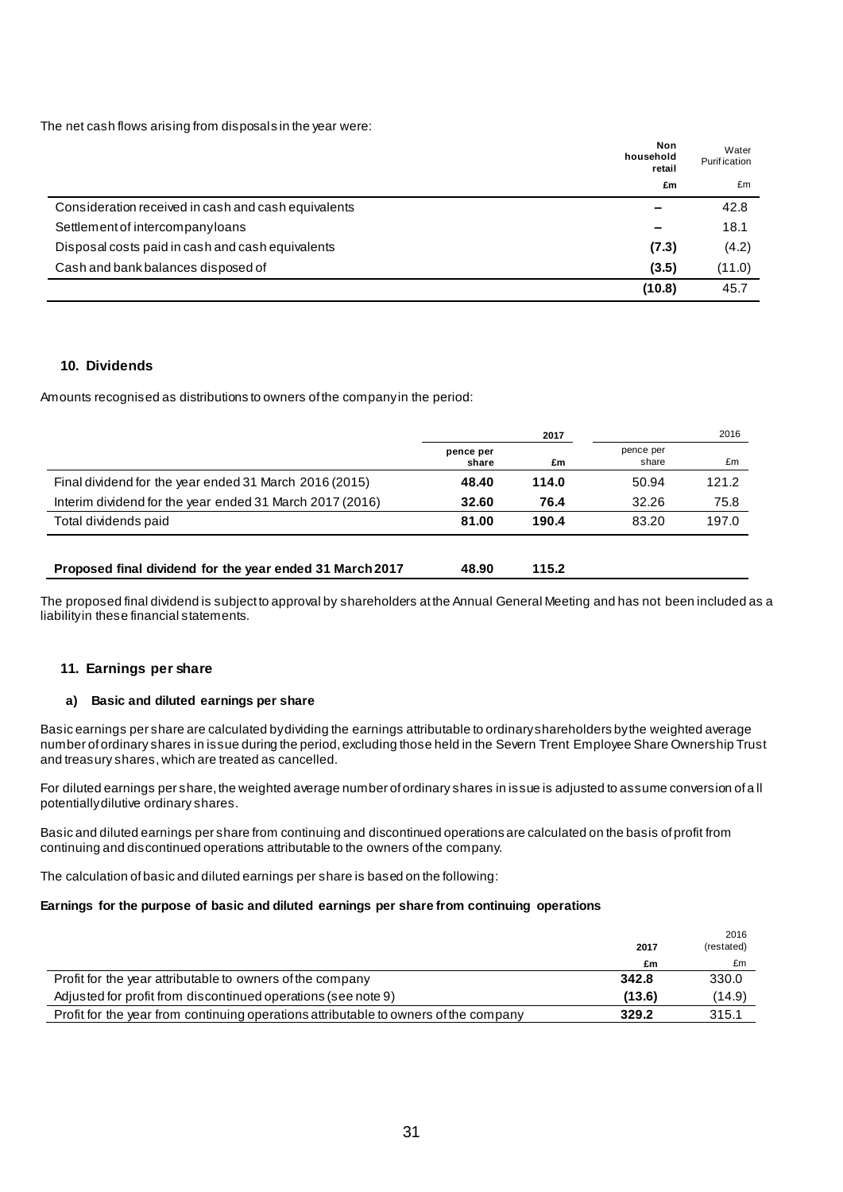The net cash flows arising from disposals in the year were:

| | Non household retail | Water Purification |
|---|---|---|
| | £m | £m |
| Consideration received in cash and cash equivalents | – | 42.8 |
| Settlement of intercompany loans | – | 18.1 |
| Disposal costs paid in cash and cash equivalents | **(7.3)** | (4.2) |
| Cash and bank balances disposed of | **(3.5)** | (11.0) |
| | **(10.8)** | 45.7 |

## 10. Dividends

Amounts recognised as distributions to owners of the company in the period:

| | 2017 | | 2016 | |
|---|---|---|---|---|
| | pence per share | £m | pence per share | £m |
| Final dividend for the year ended 31 March 2016 (2015) | **48.40** | **114.0** | 50.94 | 121.2 |
| Interim dividend for the year ended 31 March 2017 (2016) | **32.60** | **76.4** | 32.26 | 75.8 |
| Total dividends paid | **81.00** | **190.4** | 83.20 | 197.0 |
| | | | | |
| **Proposed final dividend for the year ended 31 March 2017** | **48.90** | **115.2** | | |

The proposed final dividend is subject to approval by shareholders at the Annual General Meeting and has not been included as a liability in these financial statements.

## 11. Earnings per share

### a) Basic and diluted earnings per share

Basic earnings per share are calculated by dividing the earnings attributable to ordinary shareholders by the weighted average number of ordinary shares in issue during the period, excluding those held in the Severn Trent Employee Share Ownership Trust and treasury shares, which are treated as cancelled.

For diluted earnings per share, the weighted average number of ordinary shares in issue is adjusted to assume conversion of all potentially dilutive ordinary shares.

Basic and diluted earnings per share from continuing and discontinued operations are calculated on the basis of profit from continuing and discontinued operations attributable to the owners of the company.

The calculation of basic and diluted earnings per share is based on the following:

**Earnings for the purpose of basic and diluted earnings per share from continuing operations**

| | 2017 | 2016 (restated) |
|---|---|---|
| | £m | £m |
| Profit for the year attributable to owners of the company | **342.8** | 330.0 |
| Adjusted for profit from discontinued operations (see note 9) | **(13.6)** | (14.9) |
| Profit for the year from continuing operations attributable to owners of the company | **329.2** | 315.1 |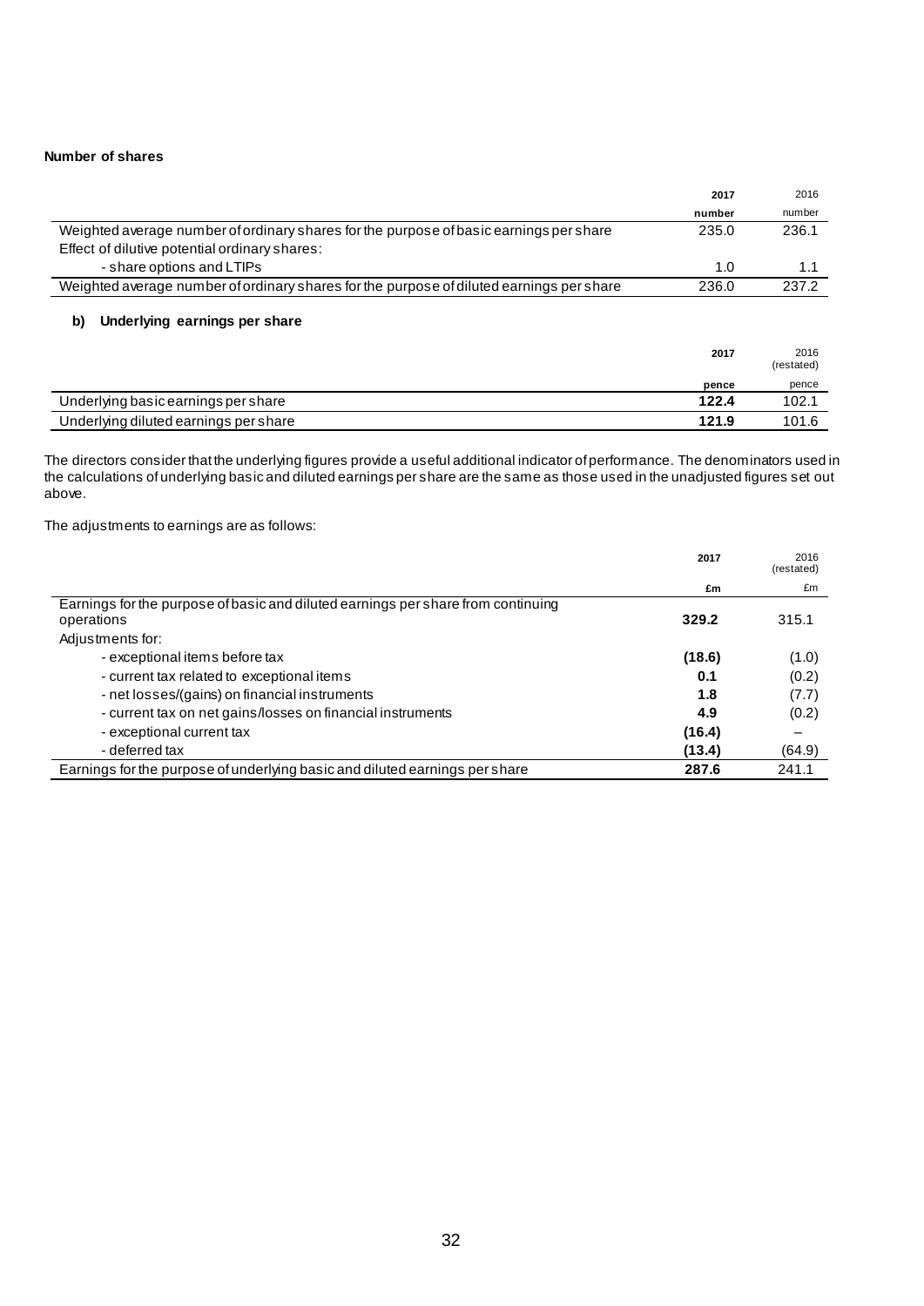**Number of shares**

| | 2017 | 2016 |
|---|---|---|
| | number | number |
| Weighted average number of ordinary shares for the purpose of basic earnings per share | 235.0 | 236.1 |
| Effect of dilutive potential ordinary shares: | | |
| - share options and LTIPs | 1.0 | 1.1 |
| Weighted average number of ordinary shares for the purpose of diluted earnings per share | 236.0 | 237.2 |

**b) Underlying earnings per share**

| | 2017 | 2016 (restated) |
|---|---|---|
| | pence | pence |
| Underlying basic earnings per share | **122.4** | 102.1 |
| Underlying diluted earnings per share | **121.9** | 101.6 |

The directors consider that the underlying figures provide a useful additional indicator of performance. The denominators used in the calculations of underlying basic and diluted earnings per share are the same as those used in the unadjusted figures set out above.

The adjustments to earnings are as follows:

| | 2017 | 2016 (restated) |
|---|---|---|
| | £m | £m |
| Earnings for the purpose of basic and diluted earnings per share from continuing operations | **329.2** | 315.1 |
| Adjustments for: | | |
| - exceptional items before tax | **(18.6)** | (1.0) |
| - current tax related to exceptional items | **0.1** | (0.2) |
| - net losses/(gains) on financial instruments | **1.8** | (7.7) |
| - current tax on net gains/losses on financial instruments | **4.9** | (0.2) |
| - exceptional current tax | **(16.4)** | – |
| - deferred tax | **(13.4)** | (64.9) |
| Earnings for the purpose of underlying basic and diluted earnings per share | **287.6** | 241.1 |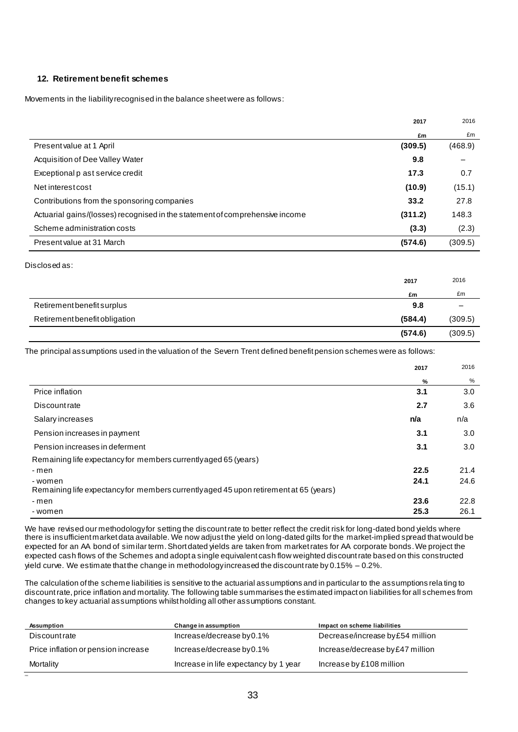## 12. Retirement benefit schemes

Movements in the liability recognised in the balance sheet were as follows:

| | 2017 | 2016 |
|---|---|---|
| | £m | £m |
| Present value at 1 April | (309.5) | (468.9) |
| Acquisition of Dee Valley Water | 9.8 | – |
| Exceptional past service credit | 17.3 | 0.7 |
| Net interest cost | (10.9) | (15.1) |
| Contributions from the sponsoring companies | 33.2 | 27.8 |
| Actuarial gains/(losses) recognised in the statement of comprehensive income | (311.2) | 148.3 |
| Scheme administration costs | (3.3) | (2.3) |
| Present value at 31 March | (574.6) | (309.5) |

Disclosed as:

| | 2017 | 2016 |
|---|---|---|
| | £m | £m |
| Retirement benefit surplus | 9.8 | – |
| Retirement benefit obligation | (584.4) | (309.5) |
| | (574.6) | (309.5) |

The principal assumptions used in the valuation of the Severn Trent defined benefit pension schemes were as follows:

| | 2017 | 2016 |
|---|---|---|
| | % | % |
| Price inflation | 3.1 | 3.0 |
| Discount rate | 2.7 | 3.6 |
| Salary increases | n/a | n/a |
| Pension increases in payment | 3.1 | 3.0 |
| Pension increases in deferment | 3.1 | 3.0 |
| Remaining life expectancy for members currently aged 65 (years) | | |
| - men | 22.5 | 21.4 |
| - women | 24.1 | 24.6 |
| Remaining life expectancy for members currently aged 45 upon retirement at 65 (years) | | |
| - men | 23.6 | 22.8 |
| - women | 25.3 | 26.1 |

We have revised our methodology for setting the discount rate to better reflect the credit risk for long-dated bond yields where there is insufficient market data available. We now adjust the yield on long-dated gilts for the market-implied spread that would be expected for an AA bond of similar term. Short dated yields are taken from market rates for AA corporate bonds. We project the expected cash flows of the Schemes and adopt a single equivalent cash flow weighted discount rate based on this constructed yield curve. We estimate that the change in methodology increased the discount rate by 0.15% – 0.2%.

The calculation of the scheme liabilities is sensitive to the actuarial assumptions and in particular to the assumptions relating to discount rate, price inflation and mortality. The following table summarises the estimated impact on liabilities for all schemes from changes to key actuarial assumptions whilst holding all other assumptions constant.

| Assumption | Change in assumption | Impact on scheme liabilities |
|---|---|---|
| Discount rate | Increase/decrease by 0.1% | Decrease/increase by £54 million |
| Price inflation or pension increase | Increase/decrease by 0.1% | Increase/decrease by £47 million |
| Mortality | Increase in life expectancy by 1 year | Increase by £108 million |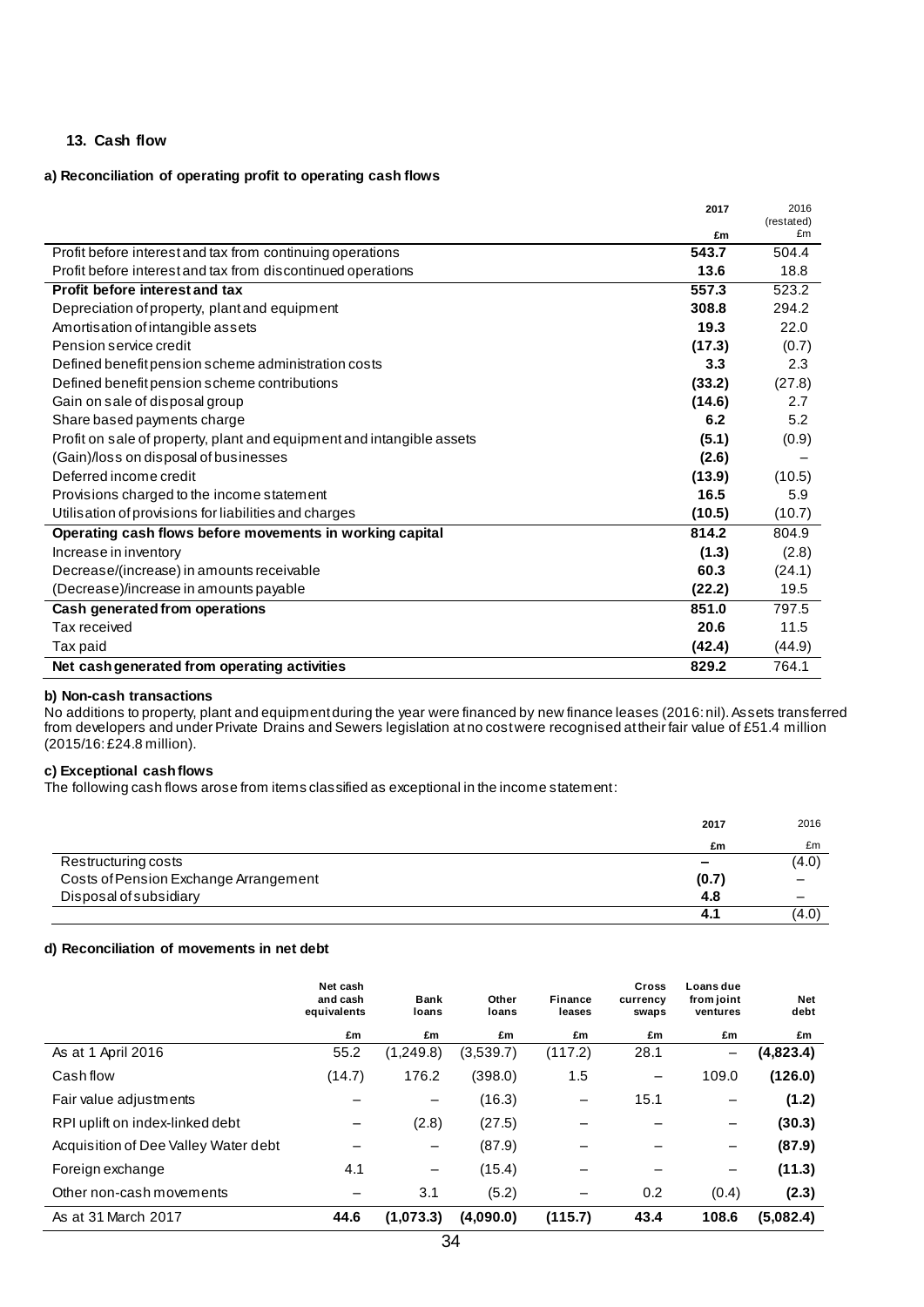## 13. Cash flow

### a) Reconciliation of operating profit to operating cash flows

| | 2017 £m | 2016 (restated) £m |
|---|---|---|
| Profit before interest and tax from continuing operations | **543.7** | 504.4 |
| Profit before interest and tax from discontinued operations | **13.6** | 18.8 |
| **Profit before interest and tax** | **557.3** | 523.2 |
| Depreciation of property, plant and equipment | **308.8** | 294.2 |
| Amortisation of intangible assets | **19.3** | 22.0 |
| Pension service credit | **(17.3)** | (0.7) |
| Defined benefit pension scheme administration costs | **3.3** | 2.3 |
| Defined benefit pension scheme contributions | **(33.2)** | (27.8) |
| Gain on sale of disposal group | **(14.6)** | 2.7 |
| Share based payments charge | **6.2** | 5.2 |
| Profit on sale of property, plant and equipment and intangible assets | **(5.1)** | (0.9) |
| (Gain)/loss on disposal of businesses | **(2.6)** | – |
| Deferred income credit | **(13.9)** | (10.5) |
| Provisions charged to the income statement | **16.5** | 5.9 |
| Utilisation of provisions for liabilities and charges | **(10.5)** | (10.7) |
| **Operating cash flows before movements in working capital** | **814.2** | 804.9 |
| Increase in inventory | **(1.3)** | (2.8) |
| Decrease/(increase) in amounts receivable | **60.3** | (24.1) |
| (Decrease)/increase in amounts payable | **(22.2)** | 19.5 |
| **Cash generated from operations** | **851.0** | 797.5 |
| Tax received | **20.6** | 11.5 |
| Tax paid | **(42.4)** | (44.9) |
| **Net cash generated from operating activities** | **829.2** | 764.1 |

### b) Non-cash transactions

No additions to property, plant and equipment during the year were financed by new finance leases (2016: nil). Assets transferred from developers and under Private Drains and Sewers legislation at no cost were recognised at their fair value of £51.4 million (2015/16: £24.8 million).

### c) Exceptional cash flows

The following cash flows arose from items classified as exceptional in the income statement:

| | 2017 £m | 2016 £m |
|---|---|---|
| Restructuring costs | – | (4.0) |
| Costs of Pension Exchange Arrangement | **(0.7)** | – |
| Disposal of subsidiary | **4.8** | – |
| | **4.1** | (4.0) |

### d) Reconciliation of movements in net debt

| | Net cash and cash equivalents £m | Bank loans £m | Other loans £m | Finance leases £m | Cross currency swaps £m | Loans due from joint ventures £m | Net debt £m |
|---|---|---|---|---|---|---|---|
| As at 1 April 2016 | 55.2 | (1,249.8) | (3,539.7) | (117.2) | 28.1 | – | **(4,823.4)** |
| Cash flow | (14.7) | 176.2 | (398.0) | 1.5 | – | 109.0 | **(126.0)** |
| Fair value adjustments | – | – | (16.3) | – | 15.1 | – | **(1.2)** |
| RPI uplift on index-linked debt | – | (2.8) | (27.5) | – | – | – | **(30.3)** |
| Acquisition of Dee Valley Water debt | – | – | (87.9) | – | – | – | **(87.9)** |
| Foreign exchange | 4.1 | – | (15.4) | – | – | – | **(11.3)** |
| Other non-cash movements | – | 3.1 | (5.2) | – | 0.2 | (0.4) | **(2.3)** |
| As at 31 March 2017 | **44.6** | **(1,073.3)** | **(4,090.0)** | **(115.7)** | **43.4** | **108.6** | **(5,082.4)** |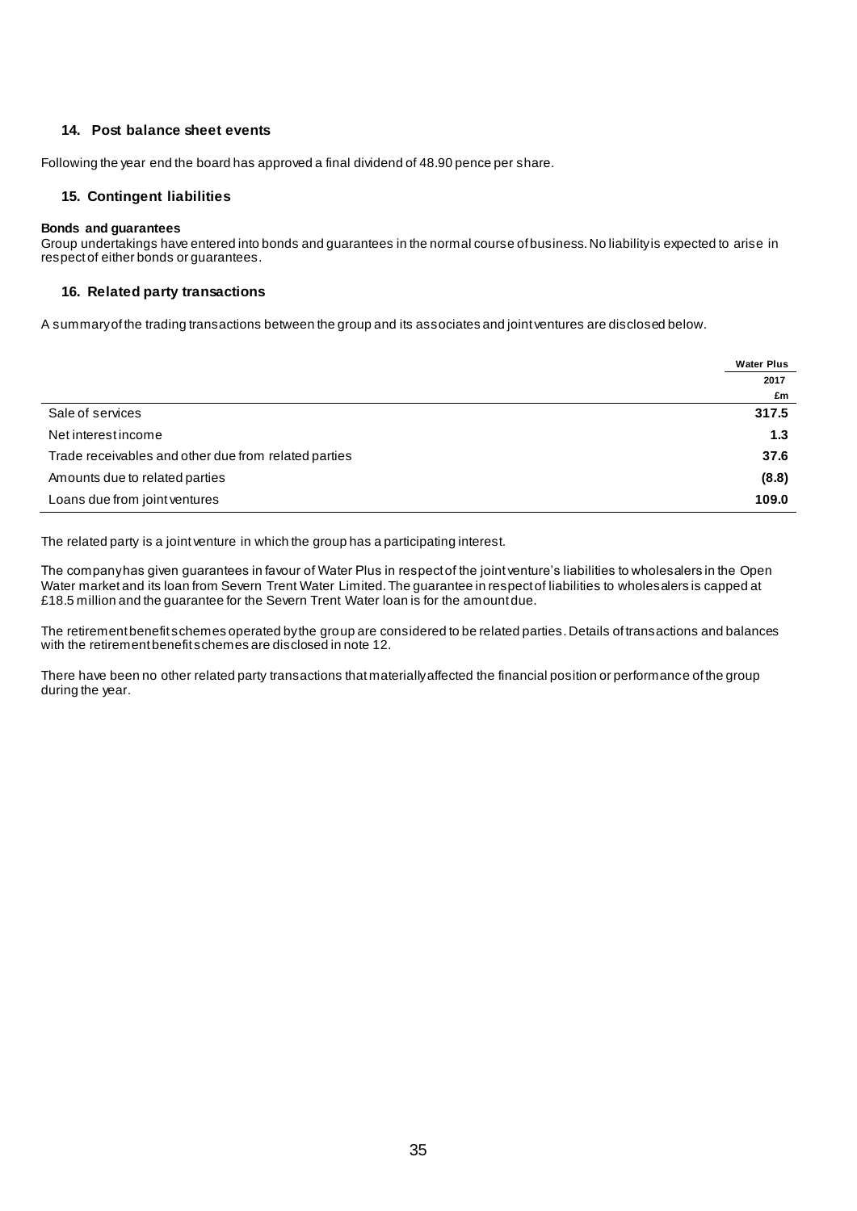## 14. Post balance sheet events

Following the year end the board has approved a final dividend of 48.90 pence per share.

## 15. Contingent liabilities

**Bonds and guarantees**

Group undertakings have entered into bonds and guarantees in the normal course of business. No liability is expected to arise in respect of either bonds or guarantees.

## 16. Related party transactions

A summary of the trading transactions between the group and its associates and joint ventures are disclosed below.

| | Water Plus |
|---|---|
| | 2017 |
| | £m |
| Sale of services | **317.5** |
| Net interest income | **1.3** |
| Trade receivables and other due from related parties | **37.6** |
| Amounts due to related parties | **(8.8)** |
| Loans due from joint ventures | **109.0** |

The related party is a joint venture in which the group has a participating interest.

The company has given guarantees in favour of Water Plus in respect of the joint venture's liabilities to wholesalers in the Open Water market and its loan from Severn Trent Water Limited. The guarantee in respect of liabilities to wholesalers is capped at £18.5 million and the guarantee for the Severn Trent Water loan is for the amount due.

The retirement benefit schemes operated by the group are considered to be related parties. Details of transactions and balances with the retirement benefit schemes are disclosed in note 12.

There have been no other related party transactions that materially affected the financial position or performance of the group during the year.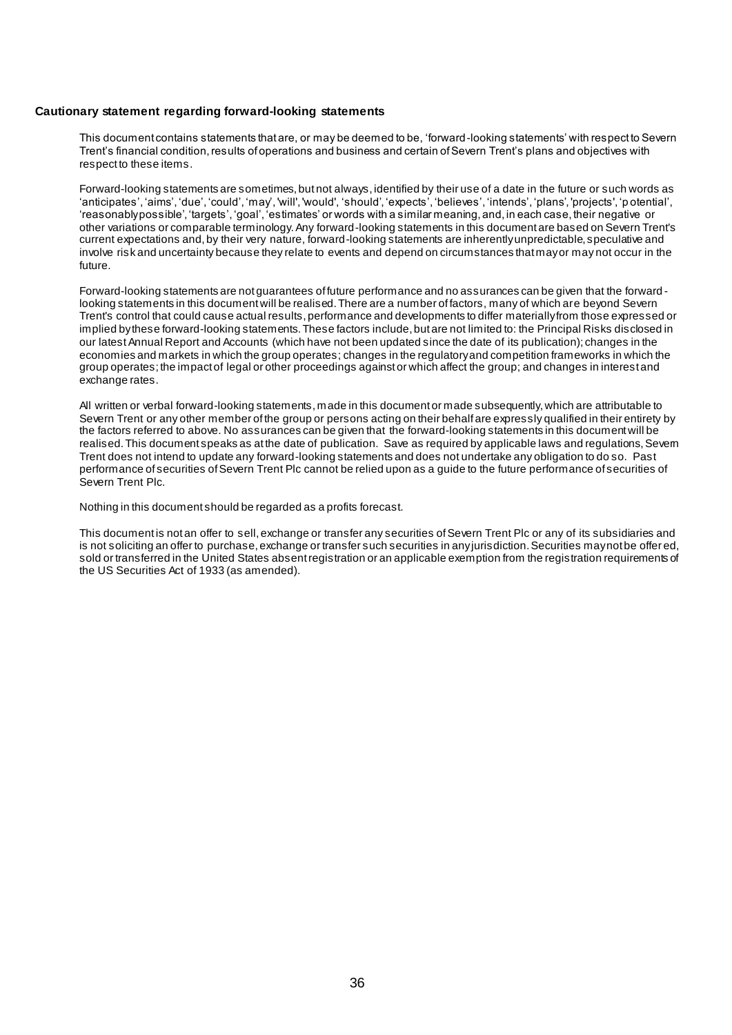**Cautionary statement regarding forward-looking statements**

This document contains statements that are, or may be deemed to be, 'forward-looking statements' with respect to Severn Trent's financial condition, results of operations and business and certain of Severn Trent's plans and objectives with respect to these items.

Forward-looking statements are sometimes, but not always, identified by their use of a date in the future or such words as 'anticipates', 'aims', 'due', 'could', 'may', 'will', 'would', 'should', 'expects', 'believes', 'intends', 'plans', 'projects', 'potential', 'reasonably possible', 'targets', 'goal', 'estimates' or words with a similar meaning, and, in each case, their negative or other variations or comparable terminology. Any forward-looking statements in this document are based on Severn Trent's current expectations and, by their very nature, forward-looking statements are inherently unpredictable, speculative and involve risk and uncertainty because they relate to events and depend on circumstances that may or may not occur in the future.

Forward-looking statements are not guarantees of future performance and no assurances can be given that the forward-looking statements in this document will be realised. There are a number of factors, many of which are beyond Severn Trent's control that could cause actual results, performance and developments to differ materially from those expressed or implied by these forward-looking statements. These factors include, but are not limited to: the Principal Risks disclosed in our latest Annual Report and Accounts (which have not been updated since the date of its publication); changes in the economies and markets in which the group operates; changes in the regulatory and competition frameworks in which the group operates; the impact of legal or other proceedings against or which affect the group; and changes in interest and exchange rates.

All written or verbal forward-looking statements, made in this document or made subsequently, which are attributable to Severn Trent or any other member of the group or persons acting on their behalf are expressly qualified in their entirety by the factors referred to above. No assurances can be given that the forward-looking statements in this document will be realised. This document speaks as at the date of publication. Save as required by applicable laws and regulations, Severn Trent does not intend to update any forward-looking statements and does not undertake any obligation to do so. Past performance of securities of Severn Trent Plc cannot be relied upon as a guide to the future performance of securities of Severn Trent Plc.

Nothing in this document should be regarded as a profits forecast.

This document is not an offer to sell, exchange or transfer any securities of Severn Trent Plc or any of its subsidiaries and is not soliciting an offer to purchase, exchange or transfer such securities in any jurisdiction. Securities may not be offered, sold or transferred in the United States absent registration or an applicable exemption from the registration requirements of the US Securities Act of 1933 (as amended).